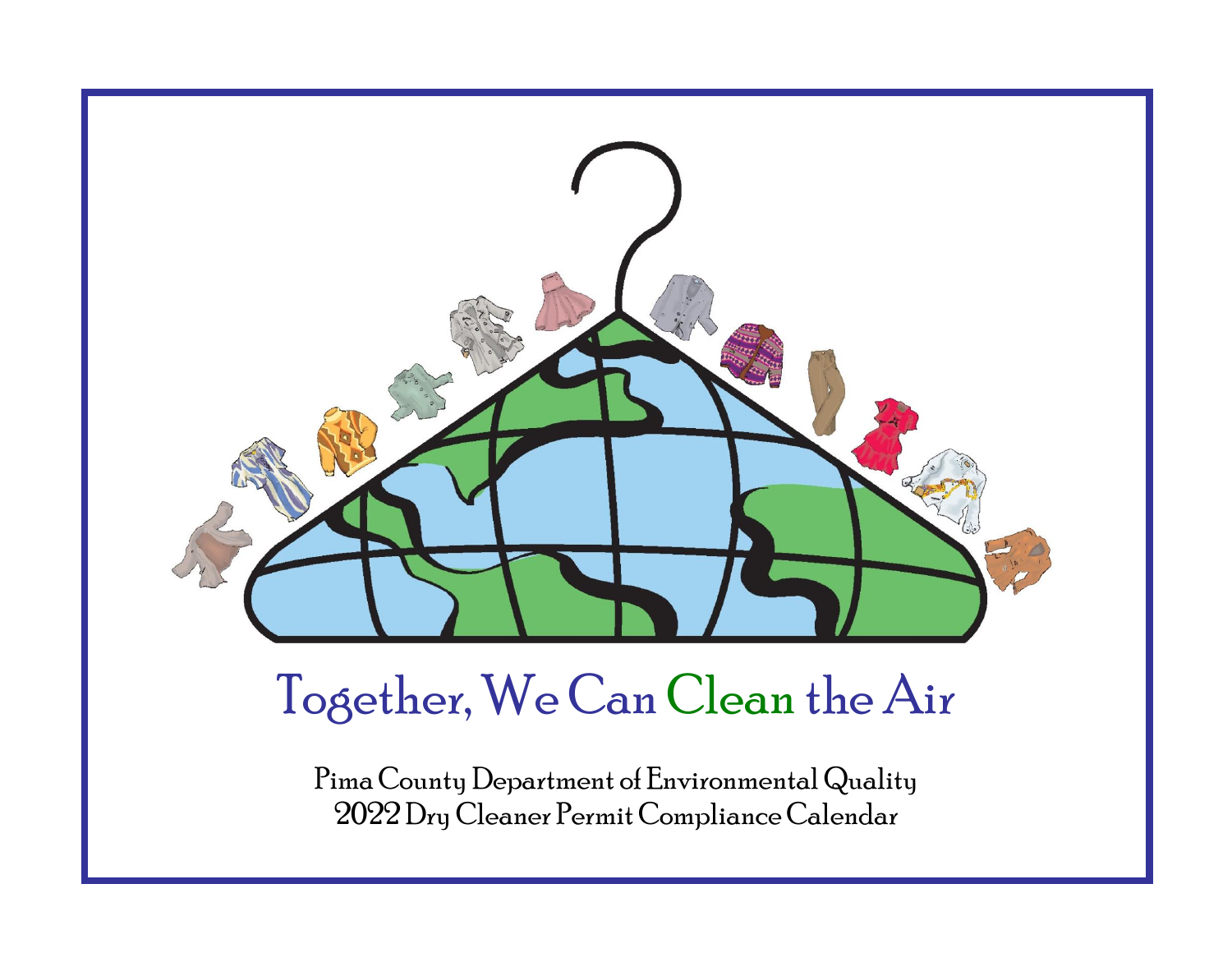# Together, We Can Clean the Air

Pima County Department of Environmental Quality

2022 Dry Cleaner Permit Compliance Calendar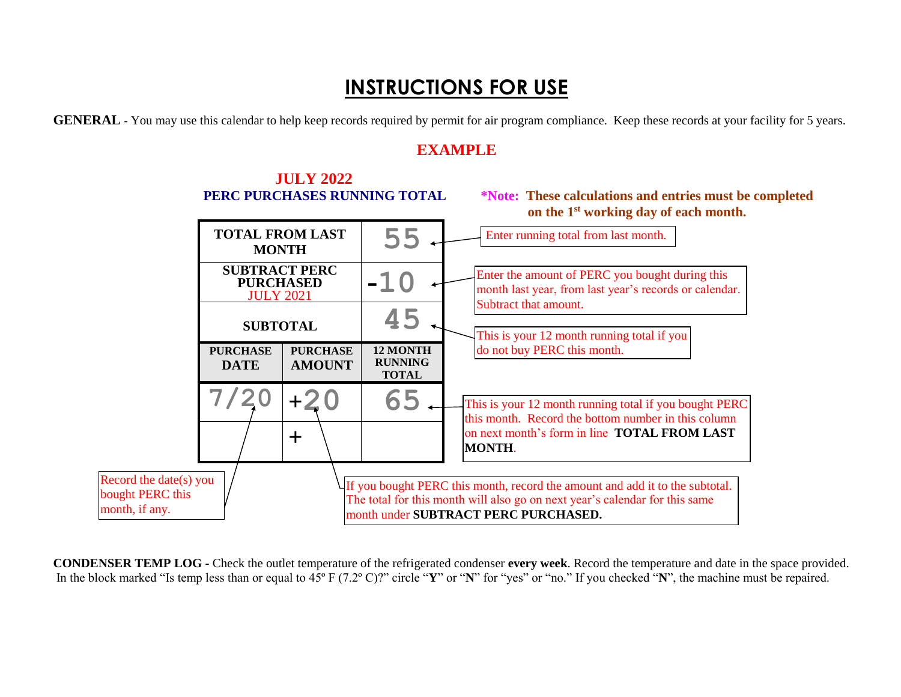# INSTRUCTIONS FOR USE

**GENERAL** - You may use this calendar to help keep records required by permit for air program compliance. Keep these records at your facility for 5 years.

## EXAMPLE

### JULY 2022

**PERC PURCHASES RUNNING TOTAL**

***Note: These calculations and entries must be completed on the 1st working day of each month.**

| TOTAL FROM LAST MONTH | | 55 |
|---|---|---|
| SUBTRACT PERC PURCHASED JULY 2021 | | -10 |
| SUBTOTAL | | 45 |
| **PURCHASE DATE** | **PURCHASE AMOUNT** | **12 MONTH RUNNING TOTAL** |
| 7/20 | +20 | 65 |
| | + | |

- Enter running total from last month.
- Enter the amount of PERC you bought during this month last year, from last year's records or calendar. Subtract that amount.
- This is your 12 month running total if you do not buy PERC this month.
- This is your 12 month running total if you bought PERC this month. Record the bottom number in this column on next month's form in line **TOTAL FROM LAST MONTH**.
- Record the date(s) you bought PERC this month, if any.
- If you bought PERC this month, record the amount and add it to the subtotal. The total for this month will also go on next year's calendar for this same month under **SUBTRACT PERC PURCHASED.**

**CONDENSER TEMP LOG -** Check the outlet temperature of the refrigerated condenser **every week**. Record the temperature and date in the space provided. In the block marked "Is temp less than or equal to 45º F (7.2º C)?" circle "**Y**" or "**N**" for "yes" or "no." If you checked "**N**", the machine must be repaired.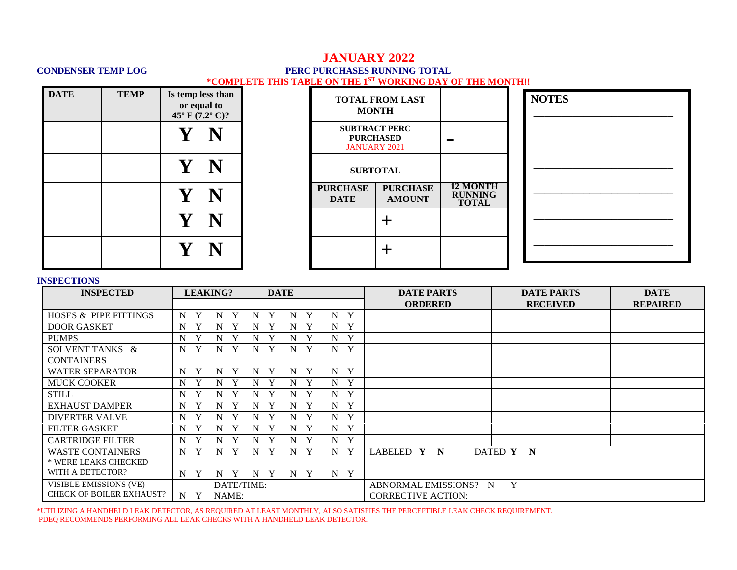# JANUARY 2022

**CONDENSER TEMP LOG**

| DATE | TEMP | Is temp less than or equal to 45º F (7.2º C)? |
| --- | --- | --- |
| | | **Y N** |
| | | **Y N** |
| | | **Y N** |
| | | **Y N** |
| | | **Y N** |

**PERC PURCHASES RUNNING TOTAL**

**\*COMPLETE THIS TABLE ON THE 1ST WORKING DAY OF THE MONTH!!**

| TOTAL FROM LAST MONTH | | |
| --- | --- | --- |
| SUBTRACT PERC PURCHASED JANUARY 2021 | | - |
| SUBTOTAL | | |
| **PURCHASE DATE** | **PURCHASE AMOUNT** | **12 MONTH RUNNING TOTAL** |
| | + | |
| | + | |

**NOTES**

______________________________

______________________________

______________________________

______________________________

______________________________

______________________________

**INSPECTIONS**

| INSPECTED | LEAKING? | | DATE | | | DATE PARTS ORDERED | DATE PARTS RECEIVED | DATE REPAIRED |
| --- | --- | --- | --- | --- | --- | --- | --- | --- |
| | | | | | | | | |
| HOSES & PIPE FITTINGS | N Y | N Y | N Y | N Y | N Y | | | |
| DOOR GASKET | N Y | N Y | N Y | N Y | N Y | | | |
| PUMPS | N Y | N Y | N Y | N Y | N Y | | | |
| SOLVENT TANKS & CONTAINERS | N Y | N Y | N Y | N Y | N Y | | | |
| WATER SEPARATOR | N Y | N Y | N Y | N Y | N Y | | | |
| MUCK COOKER | N Y | N Y | N Y | N Y | N Y | | | |
| STILL | N Y | N Y | N Y | N Y | N Y | | | |
| EXHAUST DAMPER | N Y | N Y | N Y | N Y | N Y | | | |
| DIVERTER VALVE | N Y | N Y | N Y | N Y | N Y | | | |
| FILTER GASKET | N Y | N Y | N Y | N Y | N Y | | | |
| CARTRIDGE FILTER | N Y | N Y | N Y | N Y | N Y | | | |
| WASTE CONTAINERS | N Y | N Y | N Y | N Y | N Y | LABELED **Y N** | DATED **Y N** | |
| \* WERE LEAKS CHECKED WITH A DETECTOR? | N Y | N Y | N Y | N Y | N Y | | | |
| VISIBLE EMISSIONS (VE) CHECK OF BOILER EXHAUST? | N Y | DATE/TIME: NAME: | | | | ABNORMAL EMISSIONS? N Y CORRECTIVE ACTION: | | |

\*UTILIZING A HANDHELD LEAK DETECTOR, AS REQUIRED AT LEAST MONTHLY, ALSO SATISFIES THE PERCEPTIBLE LEAK CHECK REQUIREMENT. PDEQ RECOMMENDS PERFORMING ALL LEAK CHECKS WITH A HANDHELD LEAK DETECTOR.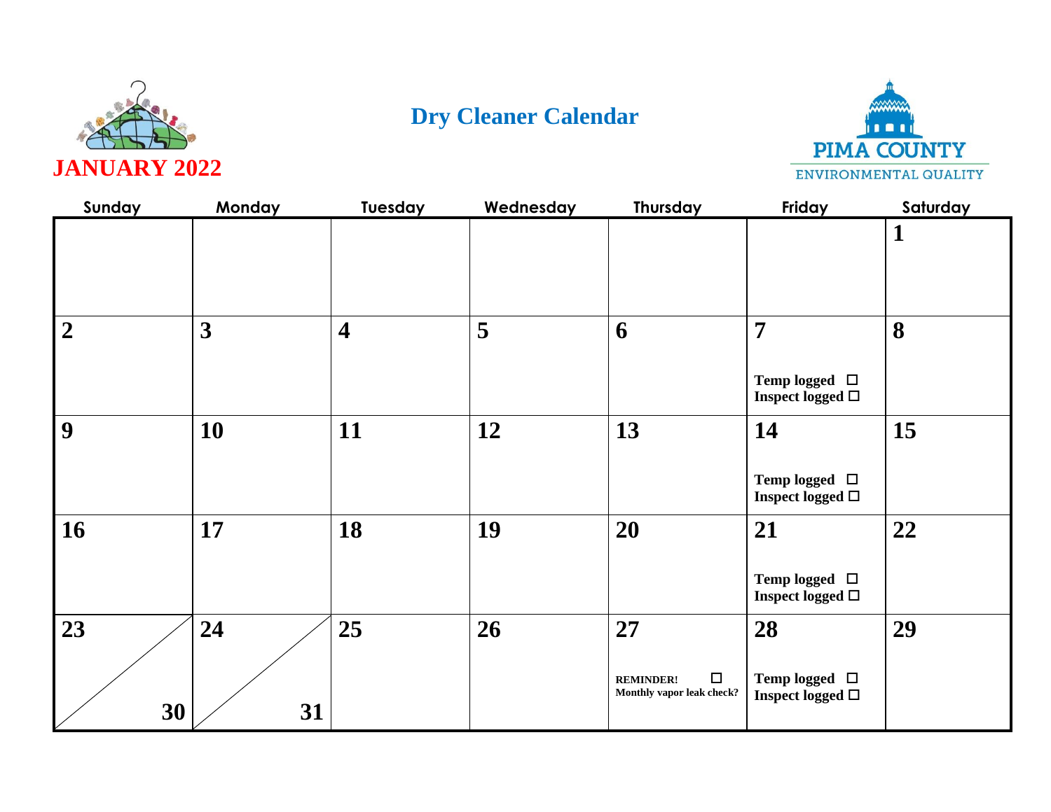# Dry Cleaner Calendar

## JANUARY 2022

PIMA COUNTY ENVIRONMENTAL QUALITY

| Sunday | Monday | Tuesday | Wednesday | Thursday | Friday | Saturday |
|---|---|---|---|---|---|---|
| | | | | | | **1** |
| **2** | **3** | **4** | **5** | **6** | **7** Temp logged ☐ Inspect logged ☐ | **8** |
| **9** | **10** | **11** | **12** | **13** | **14** Temp logged ☐ Inspect logged ☐ | **15** |
| **16** | **17** | **18** | **19** | **20** | **21** Temp logged ☐ Inspect logged ☐ | **22** |
| **23** / **30** | **24** / **31** | **25** | **26** | **27** REMINDER! ☐ Monthly vapor leak check? | **28** Temp logged ☐ Inspect logged ☐ | **29** |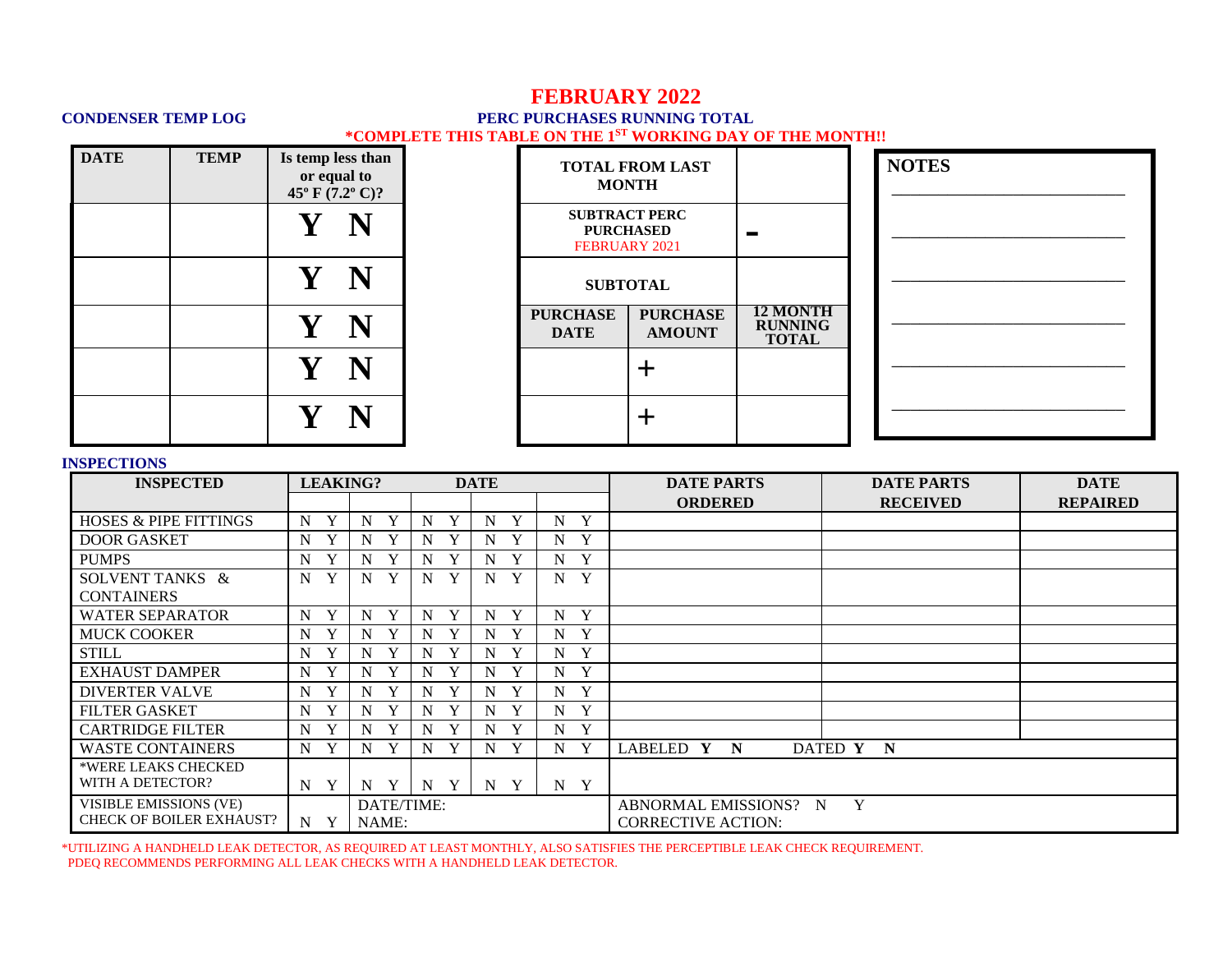# FEBRUARY 2022

**CONDENSER TEMP LOG**

| DATE | TEMP | Is temp less than or equal to 45º F (7.2º C)? |
|---|---|---|
| | | Y N |
| | | Y N |
| | | Y N |
| | | Y N |
| | | Y N |

**PERC PURCHASES RUNNING TOTAL**

**\*COMPLETE THIS TABLE ON THE 1ST WORKING DAY OF THE MONTH!!**

| TOTAL FROM LAST MONTH | | |
|---|---|---|
| SUBTRACT PERC PURCHASED FEBRUARY 2021 | | - |
| SUBTOTAL | | |
| **PURCHASE DATE** | **PURCHASE AMOUNT** | **12 MONTH RUNNING TOTAL** |
| | + | |
| | + | |

**NOTES**

______________________________

______________________________

______________________________

______________________________

______________________________

______________________________

**INSPECTIONS**

| INSPECTED | LEAKING? | | DATE | | | DATE PARTS ORDERED | DATE PARTS RECEIVED | DATE REPAIRED |
|---|---|---|---|---|---|---|---|---|
| | | | | | | | | |
| HOSES & PIPE FITTINGS | N Y | N Y | N Y | N Y | N Y | | | |
| DOOR GASKET | N Y | N Y | N Y | N Y | N Y | | | |
| PUMPS | N Y | N Y | N Y | N Y | N Y | | | |
| SOLVENT TANKS & CONTAINERS | N Y | N Y | N Y | N Y | N Y | | | |
| WATER SEPARATOR | N Y | N Y | N Y | N Y | N Y | | | |
| MUCK COOKER | N Y | N Y | N Y | N Y | N Y | | | |
| STILL | N Y | N Y | N Y | N Y | N Y | | | |
| EXHAUST DAMPER | N Y | N Y | N Y | N Y | N Y | | | |
| DIVERTER VALVE | N Y | N Y | N Y | N Y | N Y | | | |
| FILTER GASKET | N Y | N Y | N Y | N Y | N Y | | | |
| CARTRIDGE FILTER | N Y | N Y | N Y | N Y | N Y | | | |
| WASTE CONTAINERS | N Y | N Y | N Y | N Y | N Y | LABELED **Y N** | DATED **Y N** | |
| \*WERE LEAKS CHECKED WITH A DETECTOR? | N Y | N Y | N Y | N Y | N Y | | | |
| VISIBLE EMISSIONS (VE) CHECK OF BOILER EXHAUST? | N Y | DATE/TIME: NAME: | | | | ABNORMAL EMISSIONS? N Y CORRECTIVE ACTION: | | |

\*UTILIZING A HANDHELD LEAK DETECTOR, AS REQUIRED AT LEAST MONTHLY, ALSO SATISFIES THE PERCEPTIBLE LEAK CHECK REQUIREMENT. PDEQ RECOMMENDS PERFORMING ALL LEAK CHECKS WITH A HANDHELD LEAK DETECTOR.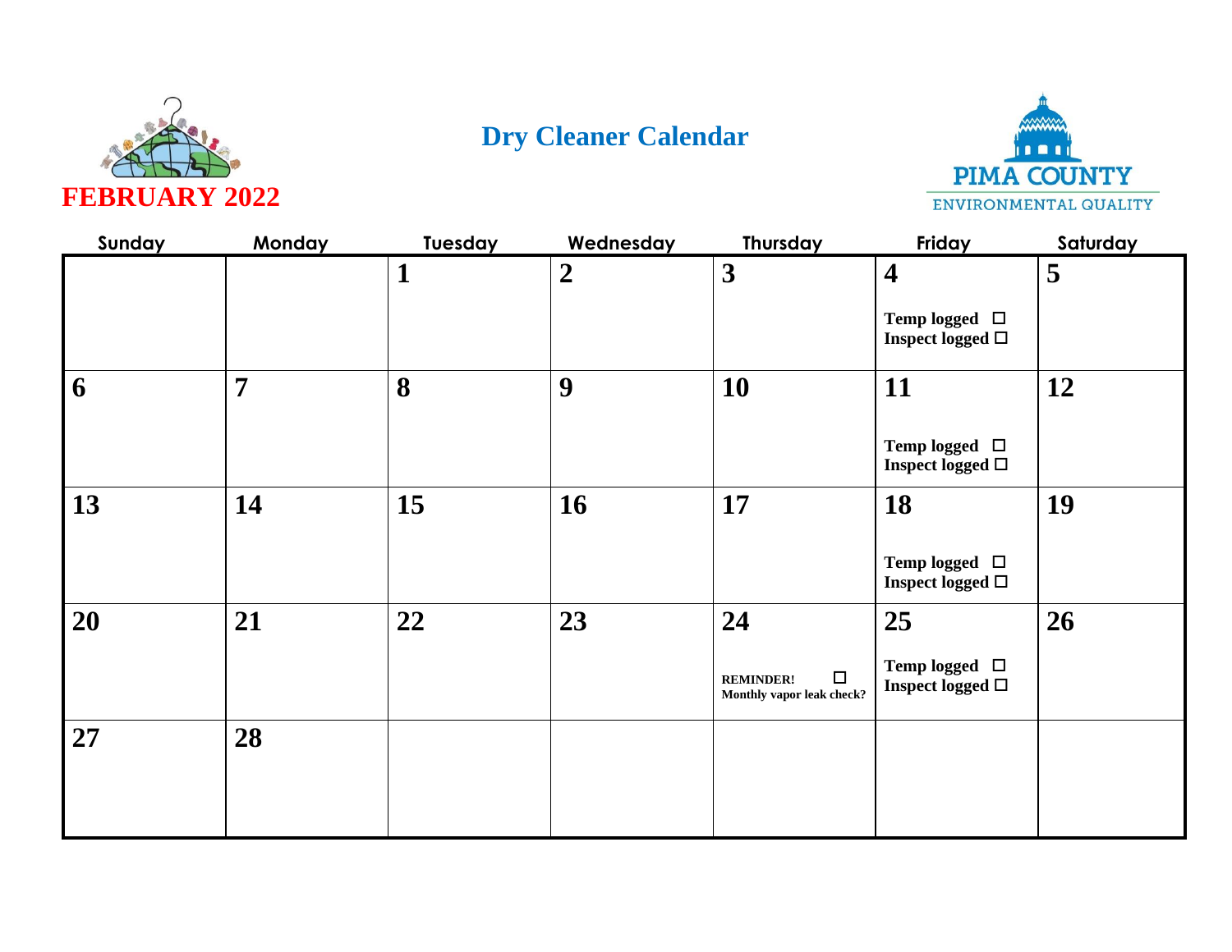# Dry Cleaner Calendar

## FEBRUARY 2022

PIMA COUNTY
ENVIRONMENTAL QUALITY

| Sunday | Monday | Tuesday | Wednesday | Thursday | Friday | Saturday |
|---|---|---|---|---|---|---|
| | | **1** | **2** | **3** | **4**<br>Temp logged ☐<br>Inspect logged ☐ | **5** |
| **6** | **7** | **8** | **9** | **10** | **11**<br>Temp logged ☐<br>Inspect logged ☐ | **12** |
| **13** | **14** | **15** | **16** | **17** | **18**<br>Temp logged ☐<br>Inspect logged ☐ | **19** |
| **20** | **21** | **22** | **23** | **24**<br>REMINDER! ☐<br>Monthly vapor leak check? | **25**<br>Temp logged ☐<br>Inspect logged ☐ | **26** |
| **27** | **28** | | | | | |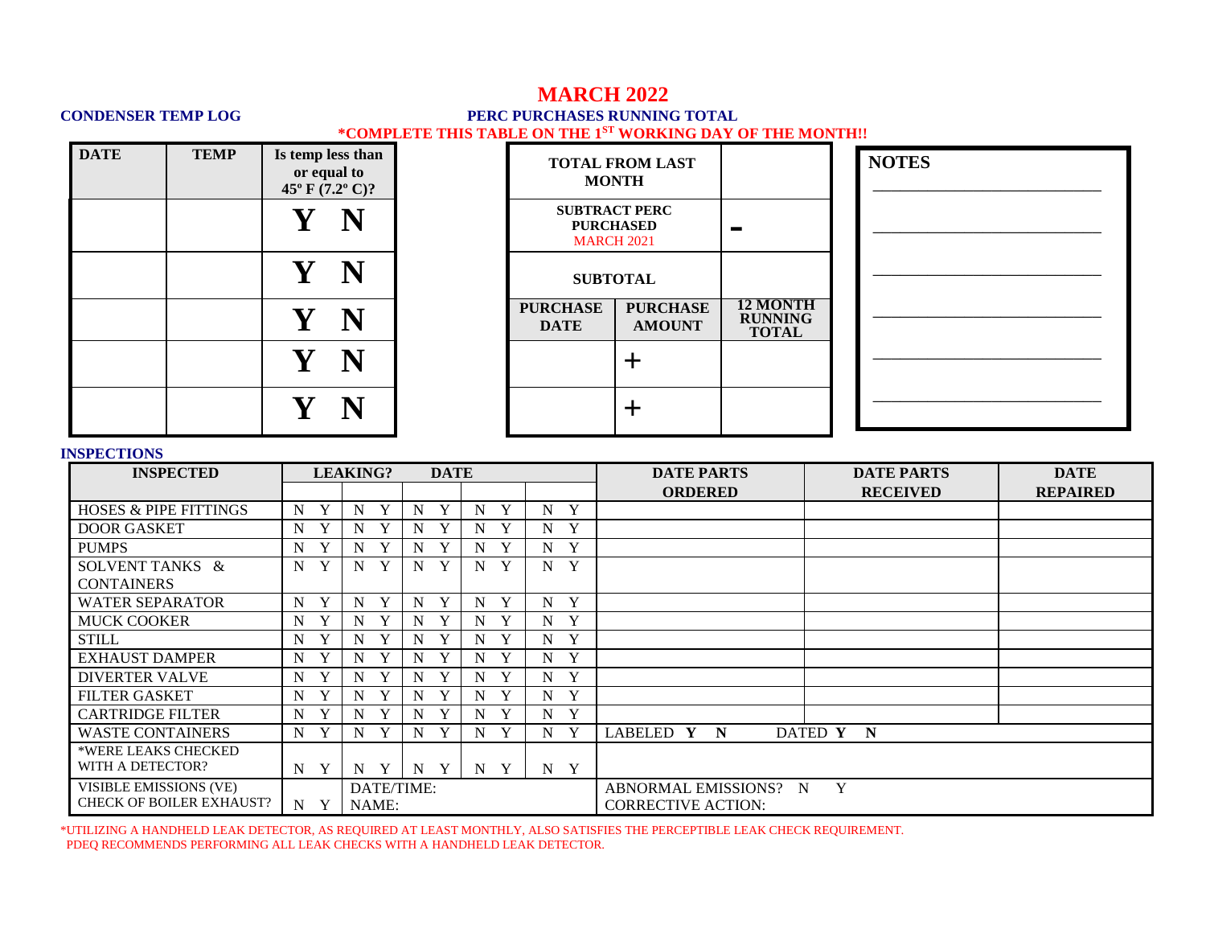# MARCH 2022

**CONDENSER TEMP LOG**

| DATE | TEMP | Is temp less than or equal to 45º F (7.2º C)? |
|---|---|---|
| | | Y N |
| | | Y N |
| | | Y N |
| | | Y N |
| | | Y N |

**PERC PURCHASES RUNNING TOTAL**

**\*COMPLETE THIS TABLE ON THE 1ST WORKING DAY OF THE MONTH!!**

| TOTAL FROM LAST MONTH | | |
|---|---|---|
| SUBTRACT PERC PURCHASED MARCH 2021 | | - |
| SUBTOTAL | | |
| PURCHASE DATE | PURCHASE AMOUNT | 12 MONTH RUNNING TOTAL |
| | + | |
| | + | |

**NOTES**

\_\_\_\_\_\_\_\_\_\_\_\_\_\_\_\_\_\_\_\_\_\_\_\_\_\_\_\_

\_\_\_\_\_\_\_\_\_\_\_\_\_\_\_\_\_\_\_\_\_\_\_\_\_\_\_\_

\_\_\_\_\_\_\_\_\_\_\_\_\_\_\_\_\_\_\_\_\_\_\_\_\_\_\_\_

\_\_\_\_\_\_\_\_\_\_\_\_\_\_\_\_\_\_\_\_\_\_\_\_\_\_\_\_

\_\_\_\_\_\_\_\_\_\_\_\_\_\_\_\_\_\_\_\_\_\_\_\_\_\_\_\_

\_\_\_\_\_\_\_\_\_\_\_\_\_\_\_\_\_\_\_\_\_\_\_\_\_\_\_\_

**INSPECTIONS**

| INSPECTED | LEAKING? DATE | | | | | DATE PARTS ORDERED | DATE PARTS RECEIVED | DATE REPAIRED |
|---|---|---|---|---|---|---|---|---|
| | | | | | | | | |
| HOSES & PIPE FITTINGS | N Y | N Y | N Y | N Y | N Y | | | |
| DOOR GASKET | N Y | N Y | N Y | N Y | N Y | | | |
| PUMPS | N Y | N Y | N Y | N Y | N Y | | | |
| SOLVENT TANKS & CONTAINERS | N Y | N Y | N Y | N Y | N Y | | | |
| WATER SEPARATOR | N Y | N Y | N Y | N Y | N Y | | | |
| MUCK COOKER | N Y | N Y | N Y | N Y | N Y | | | |
| STILL | N Y | N Y | N Y | N Y | N Y | | | |
| EXHAUST DAMPER | N Y | N Y | N Y | N Y | N Y | | | |
| DIVERTER VALVE | N Y | N Y | N Y | N Y | N Y | | | |
| FILTER GASKET | N Y | N Y | N Y | N Y | N Y | | | |
| CARTRIDGE FILTER | N Y | N Y | N Y | N Y | N Y | | | |
| WASTE CONTAINERS | N Y | N Y | N Y | N Y | N Y | LABELED **Y N** | DATED **Y N** | |
| \*WERE LEAKS CHECKED WITH A DETECTOR? | N Y | N Y | N Y | N Y | N Y | | | |
| VISIBLE EMISSIONS (VE) CHECK OF BOILER EXHAUST? | N Y | DATE/TIME: NAME: | | | | ABNORMAL EMISSIONS? N Y CORRECTIVE ACTION: | | |

\*UTILIZING A HANDHELD LEAK DETECTOR, AS REQUIRED AT LEAST MONTHLY, ALSO SATISFIES THE PERCEPTIBLE LEAK CHECK REQUIREMENT. PDEQ RECOMMENDS PERFORMING ALL LEAK CHECKS WITH A HANDHELD LEAK DETECTOR.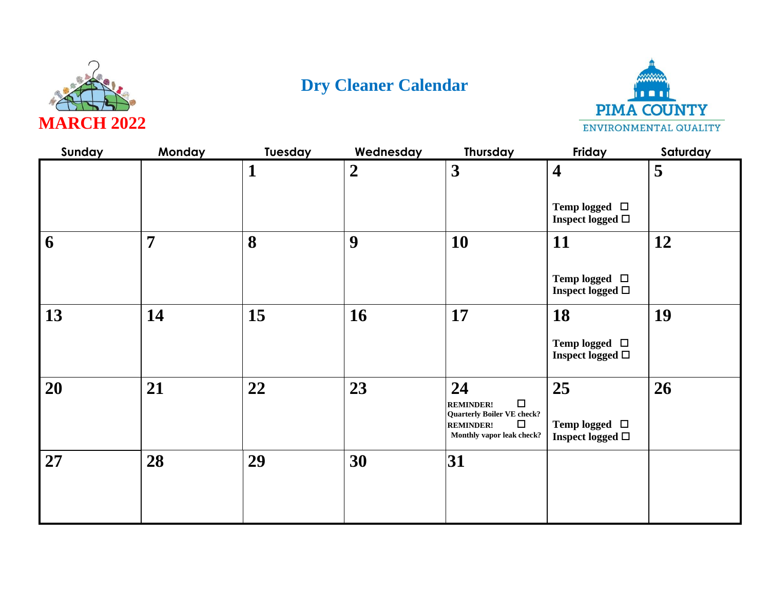# Dry Cleaner Calendar

## MARCH 2022

PIMA COUNTY
ENVIRONMENTAL QUALITY

| Sunday | Monday | Tuesday | Wednesday | Thursday | Friday | Saturday |
|---|---|---|---|---|---|---|
| | | **1** | **2** | **3** | **4** Temp logged ☐ Inspect logged ☐ | **5** |
| **6** | **7** | **8** | **9** | **10** | **11** Temp logged ☐ Inspect logged ☐ | **12** |
| **13** | **14** | **15** | **16** | **17** | **18** Temp logged ☐ Inspect logged ☐ | **19** |
| **20** | **21** | **22** | **23** | **24** REMINDER! ☐ Quarterly Boiler VE check? REMINDER! ☐ Monthly vapor leak check? | **25** Temp logged ☐ Inspect logged ☐ | **26** |
| **27** | **28** | **29** | **30** | **31** | | |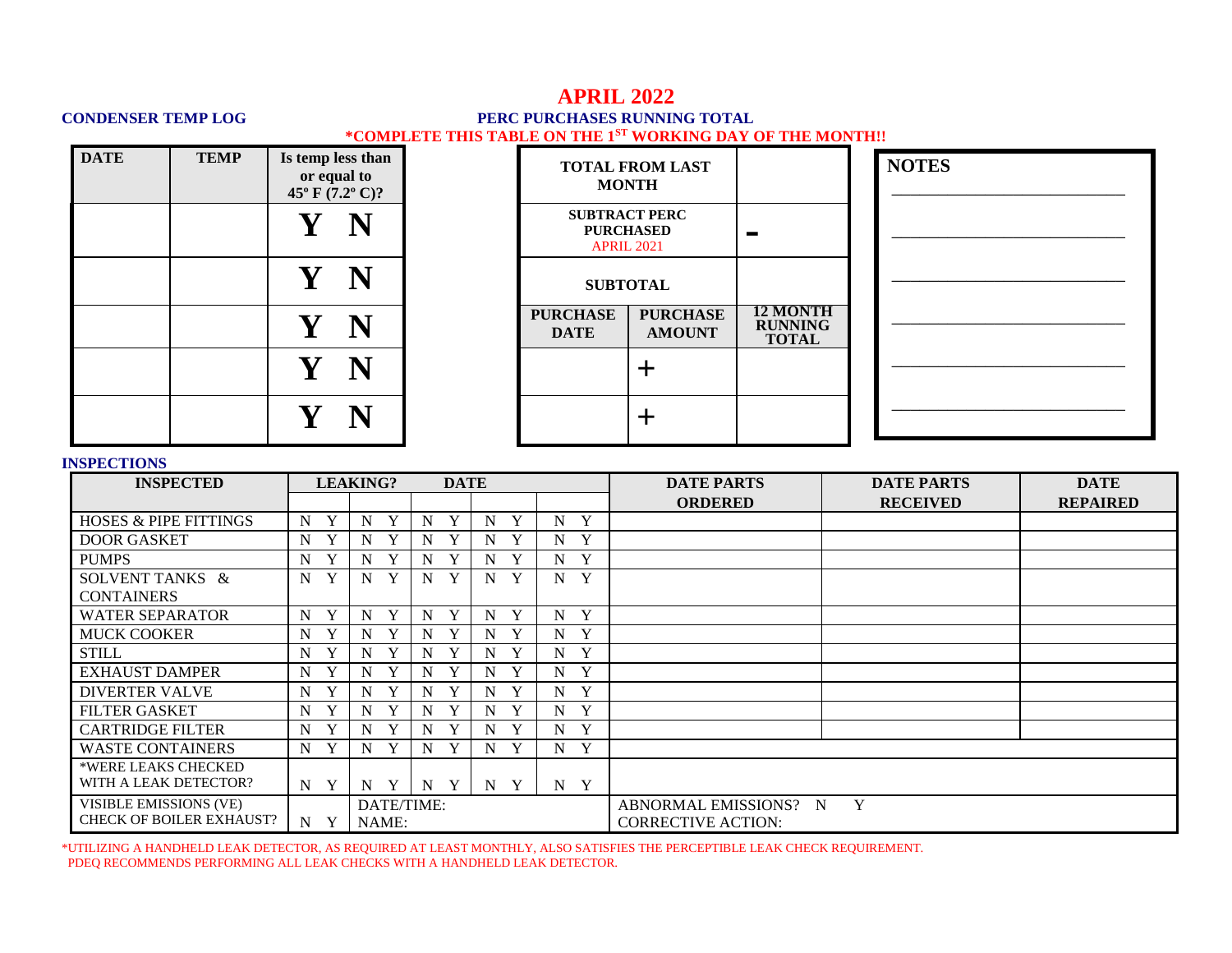# APRIL 2022

**CONDENSER TEMP LOG**

| DATE | TEMP | Is temp less than or equal to 45º F (7.2º C)? |
|---|---|---|
| | | Y N |
| | | Y N |
| | | Y N |
| | | Y N |
| | | Y N |

**PERC PURCHASES RUNNING TOTAL**

**\*COMPLETE THIS TABLE ON THE 1ST WORKING DAY OF THE MONTH!!**

| TOTAL FROM LAST MONTH | | |
|---|---|---|
| SUBTRACT PERC PURCHASED APRIL 2021 | | - |
| SUBTOTAL | | |
| PURCHASE DATE | PURCHASE AMOUNT | 12 MONTH RUNNING TOTAL |
| | + | |
| | + | |

**NOTES**

______________________________

______________________________

______________________________

______________________________

______________________________

______________________________

**INSPECTIONS**

| INSPECTED | LEAKING? | | DATE | | | DATE PARTS ORDERED | DATE PARTS RECEIVED | DATE REPAIRED |
|---|---|---|---|---|---|---|---|---|
| | | | | | | | | |
| HOSES & PIPE FITTINGS | N Y | N Y | N Y | N Y | N Y | | | |
| DOOR GASKET | N Y | N Y | N Y | N Y | N Y | | | |
| PUMPS | N Y | N Y | N Y | N Y | N Y | | | |
| SOLVENT TANKS & CONTAINERS | N Y | N Y | N Y | N Y | N Y | | | |
| WATER SEPARATOR | N Y | N Y | N Y | N Y | N Y | | | |
| MUCK COOKER | N Y | N Y | N Y | N Y | N Y | | | |
| STILL | N Y | N Y | N Y | N Y | N Y | | | |
| EXHAUST DAMPER | N Y | N Y | N Y | N Y | N Y | | | |
| DIVERTER VALVE | N Y | N Y | N Y | N Y | N Y | | | |
| FILTER GASKET | N Y | N Y | N Y | N Y | N Y | | | |
| CARTRIDGE FILTER | N Y | N Y | N Y | N Y | N Y | | | |
| WASTE CONTAINERS | N Y | N Y | N Y | N Y | N Y | | | |
| *WERE LEAKS CHECKED WITH A LEAK DETECTOR? | N Y | N Y | N Y | N Y | N Y | | | |
| VISIBLE EMISSIONS (VE) CHECK OF BOILER EXHAUST? | N Y | DATE/TIME: NAME: | | | | ABNORMAL EMISSIONS? N Y CORRECTIVE ACTION: | | |

\*UTILIZING A HANDHELD LEAK DETECTOR, AS REQUIRED AT LEAST MONTHLY, ALSO SATISFIES THE PERCEPTIBLE LEAK CHECK REQUIREMENT. PDEQ RECOMMENDS PERFORMING ALL LEAK CHECKS WITH A HANDHELD LEAK DETECTOR.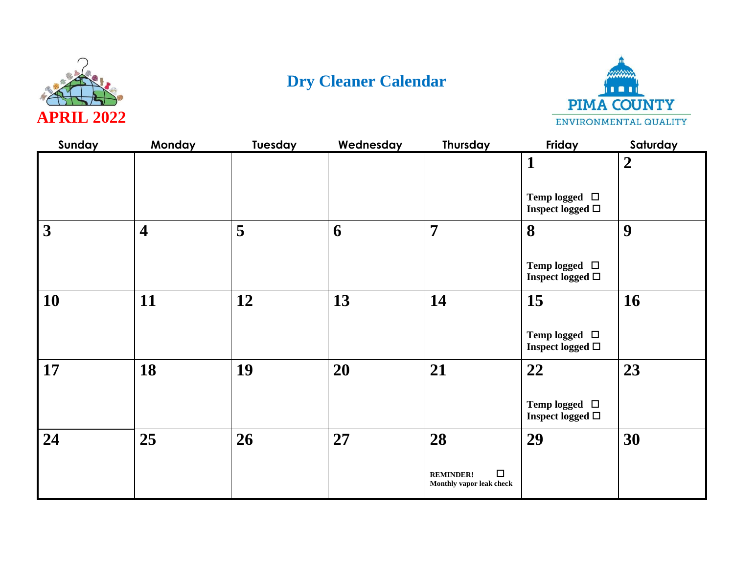**APRIL 2022**

# Dry Cleaner Calendar

PIMA COUNTY
ENVIRONMENTAL QUALITY

| Sunday | Monday | Tuesday | Wednesday | Thursday | Friday | Saturday |
|---|---|---|---|---|---|---|
| | | | | | **1**<br>Temp logged ☐<br>Inspect logged ☐ | **2** |
| **3** | **4** | **5** | **6** | **7** | **8**<br>Temp logged ☐<br>Inspect logged ☐ | **9** |
| **10** | **11** | **12** | **13** | **14** | **15**<br>Temp logged ☐<br>Inspect logged ☐ | **16** |
| **17** | **18** | **19** | **20** | **21** | **22**<br>Temp logged ☐<br>Inspect logged ☐ | **23** |
| **24** | **25** | **26** | **27** | **28**<br>REMINDER! ☐<br>Monthly vapor leak check | **29** | **30** |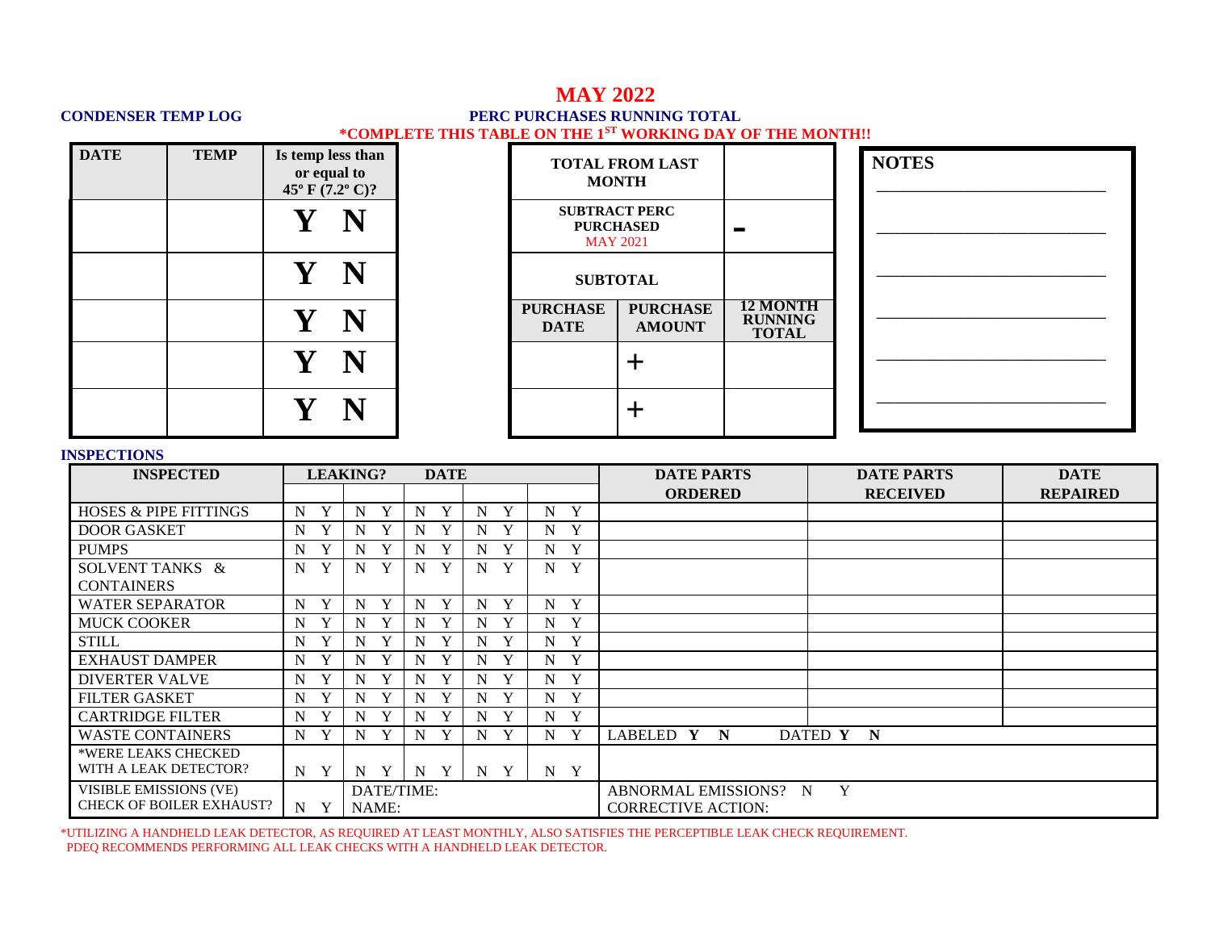# MAY 2022

**CONDENSER TEMP LOG**

**PERC PURCHASES RUNNING TOTAL**

**\*COMPLETE THIS TABLE ON THE 1[ST] WORKING DAY OF THE MONTH!!**

| DATE | TEMP | Is temp less than or equal to 45º F (7.2º C)? |
|---|---|---|
| | | Y N |
| | | Y N |
| | | Y N |
| | | Y N |
| | | Y N |

| TOTAL FROM LAST MONTH | | |
|---|---|---|
| SUBTRACT PERC PURCHASED MAY 2021 | | - |
| SUBTOTAL | | |
| PURCHASE DATE | PURCHASE AMOUNT | 12 MONTH RUNNING TOTAL |
| | + | |
| | + | |

**NOTES**

______________________________

______________________________

______________________________

______________________________

______________________________

______________________________

**INSPECTIONS**

| INSPECTED | LEAKING? DATE | | | | | DATE PARTS ORDERED | DATE PARTS RECEIVED | DATE REPAIRED |
|---|---|---|---|---|---|---|---|---|
| | | | | | | | | |
| HOSES & PIPE FITTINGS | N Y | N Y | N Y | N Y | N Y | | | |
| DOOR GASKET | N Y | N Y | N Y | N Y | N Y | | | |
| PUMPS | N Y | N Y | N Y | N Y | N Y | | | |
| SOLVENT TANKS & CONTAINERS | N Y | N Y | N Y | N Y | N Y | | | |
| WATER SEPARATOR | N Y | N Y | N Y | N Y | N Y | | | |
| MUCK COOKER | N Y | N Y | N Y | N Y | N Y | | | |
| STILL | N Y | N Y | N Y | N Y | N Y | | | |
| EXHAUST DAMPER | N Y | N Y | N Y | N Y | N Y | | | |
| DIVERTER VALVE | N Y | N Y | N Y | N Y | N Y | | | |
| FILTER GASKET | N Y | N Y | N Y | N Y | N Y | | | |
| CARTRIDGE FILTER | N Y | N Y | N Y | N Y | N Y | | | |
| WASTE CONTAINERS | N Y | N Y | N Y | N Y | N Y | LABELED **Y N** | DATED **Y N** | |
| \*WERE LEAKS CHECKED WITH A LEAK DETECTOR? | N Y | N Y | N Y | N Y | N Y | | | |
| VISIBLE EMISSIONS (VE) CHECK OF BOILER EXHAUST? | N Y | DATE/TIME: NAME: | | | | ABNORMAL EMISSIONS? N Y CORRECTIVE ACTION: | | |

\*UTILIZING A HANDHELD LEAK DETECTOR, AS REQUIRED AT LEAST MONTHLY, ALSO SATISFIES THE PERCEPTIBLE LEAK CHECK REQUIREMENT. PDEQ RECOMMENDS PERFORMING ALL LEAK CHECKS WITH A HANDHELD LEAK DETECTOR.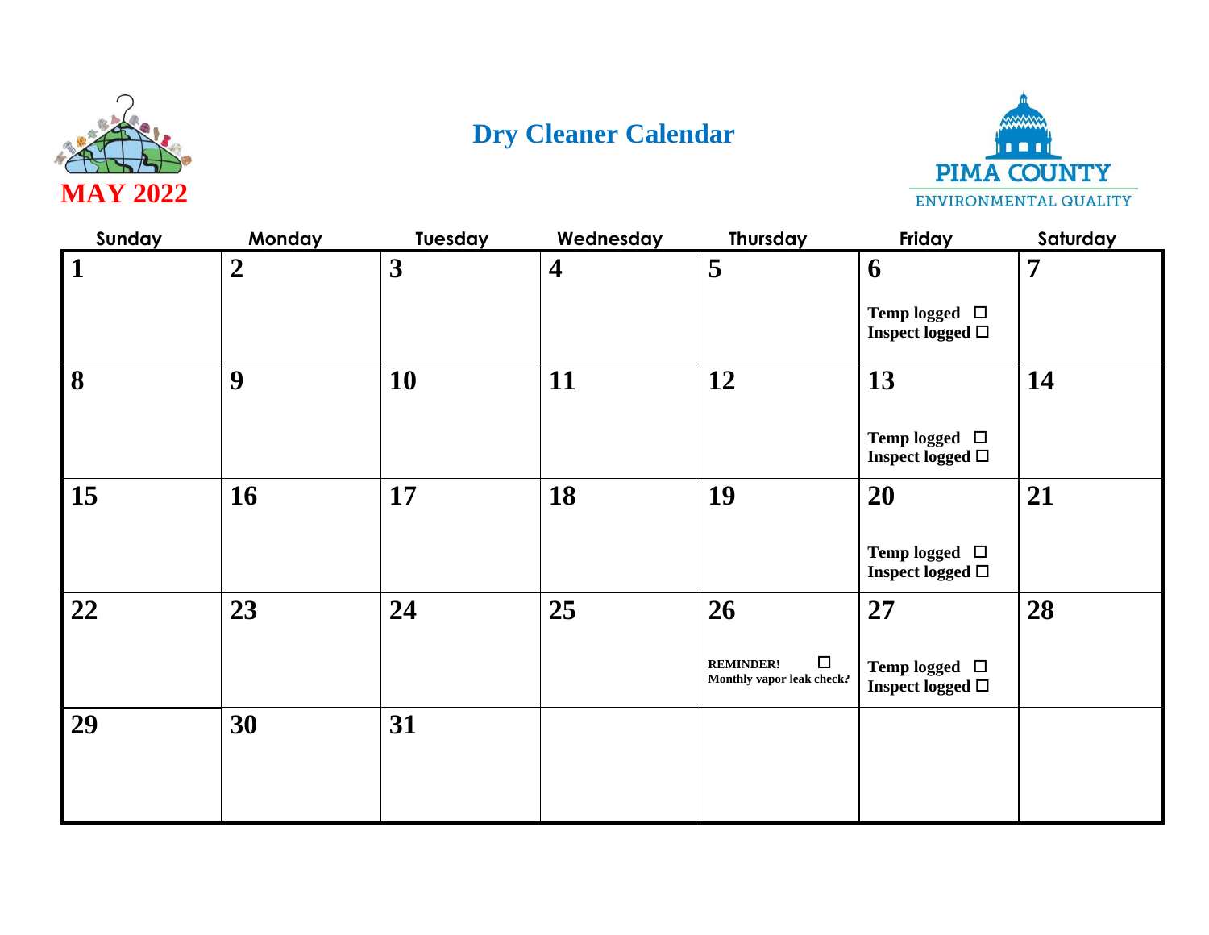# Dry Cleaner Calendar

## MAY 2022

PIMA COUNTY
ENVIRONMENTAL QUALITY

| Sunday | Monday | Tuesday | Wednesday | Thursday | Friday | Saturday |
|---|---|---|---|---|---|---|
| **1** | **2** | **3** | **4** | **5** | **6**<br>**Temp logged** ☐<br>**Inspect logged** ☐ | **7** |
| **8** | **9** | **10** | **11** | **12** | **13**<br>**Temp logged** ☐<br>**Inspect logged** ☐ | **14** |
| **15** | **16** | **17** | **18** | **19** | **20**<br>**Temp logged** ☐<br>**Inspect logged** ☐ | **21** |
| **22** | **23** | **24** | **25** | **26**<br>**REMINDER!** ☐<br>**Monthly vapor leak check?** | **27**<br>**Temp logged** ☐<br>**Inspect logged** ☐ | **28** |
| **29** | **30** | **31** | | | | |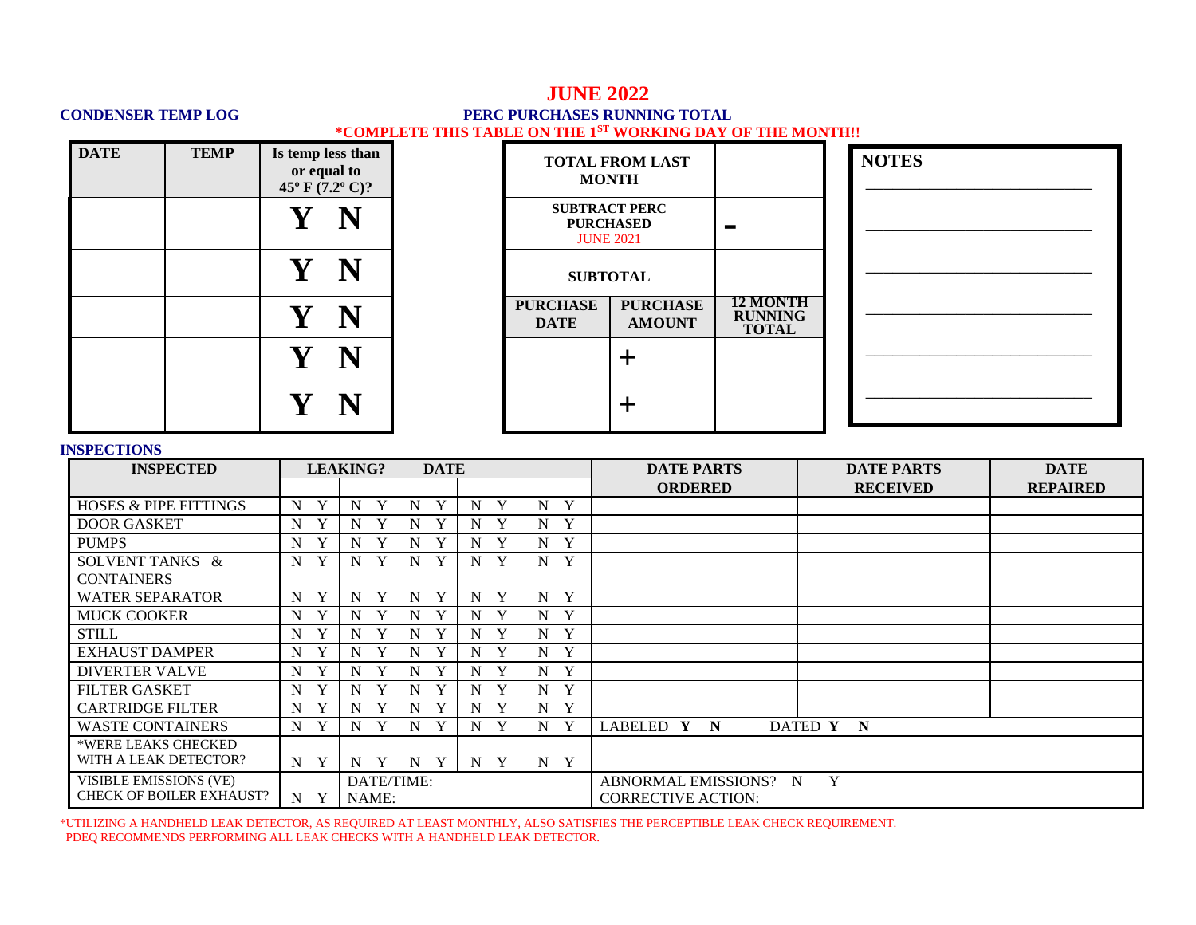# JUNE 2022

**CONDENSER TEMP LOG**

| DATE | TEMP | Is temp less than or equal to 45º F (7.2º C)? |
|---|---|---|
| | | Y N |
| | | Y N |
| | | Y N |
| | | Y N |
| | | Y N |

**PERC PURCHASES RUNNING TOTAL**

***COMPLETE THIS TABLE ON THE 1ST WORKING DAY OF THE MONTH!!**

| TOTAL FROM LAST MONTH | | |
|---|---|---|
| SUBTRACT PERC PURCHASED JUNE 2021 | | - |
| SUBTOTAL | | |
| PURCHASE DATE | PURCHASE AMOUNT | 12 MONTH RUNNING TOTAL |
| | + | |
| | + | |

**NOTES**

______________________________

______________________________

______________________________

______________________________

______________________________

______________________________

**INSPECTIONS**

| INSPECTED | LEAKING? | DATE | | | | DATE PARTS ORDERED | DATE PARTS RECEIVED | DATE REPAIRED |
|---|---|---|---|---|---|---|---|---|
| | | | | | | | | |
| HOSES & PIPE FITTINGS | N Y | N Y | N Y | N Y | N Y | | | |
| DOOR GASKET | N Y | N Y | N Y | N Y | N Y | | | |
| PUMPS | N Y | N Y | N Y | N Y | N Y | | | |
| SOLVENT TANKS & CONTAINERS | N Y | N Y | N Y | N Y | N Y | | | |
| WATER SEPARATOR | N Y | N Y | N Y | N Y | N Y | | | |
| MUCK COOKER | N Y | N Y | N Y | N Y | N Y | | | |
| STILL | N Y | N Y | N Y | N Y | N Y | | | |
| EXHAUST DAMPER | N Y | N Y | N Y | N Y | N Y | | | |
| DIVERTER VALVE | N Y | N Y | N Y | N Y | N Y | | | |
| FILTER GASKET | N Y | N Y | N Y | N Y | N Y | | | |
| CARTRIDGE FILTER | N Y | N Y | N Y | N Y | N Y | | | |
| WASTE CONTAINERS | N Y | N Y | N Y | N Y | N Y | LABELED **Y N** | DATED **Y N** | |
| *WERE LEAKS CHECKED WITH A LEAK DETECTOR? | N Y | N Y | N Y | N Y | N Y | | | |
| VISIBLE EMISSIONS (VE) CHECK OF BOILER EXHAUST? | N Y | DATE/TIME: NAME: | | | | ABNORMAL EMISSIONS? N Y CORRECTIVE ACTION: | | |

*UTILIZING A HANDHELD LEAK DETECTOR, AS REQUIRED AT LEAST MONTHLY, ALSO SATISFIES THE PERCEPTIBLE LEAK CHECK REQUIREMENT. PDEQ RECOMMENDS PERFORMING ALL LEAK CHECKS WITH A HANDHELD LEAK DETECTOR.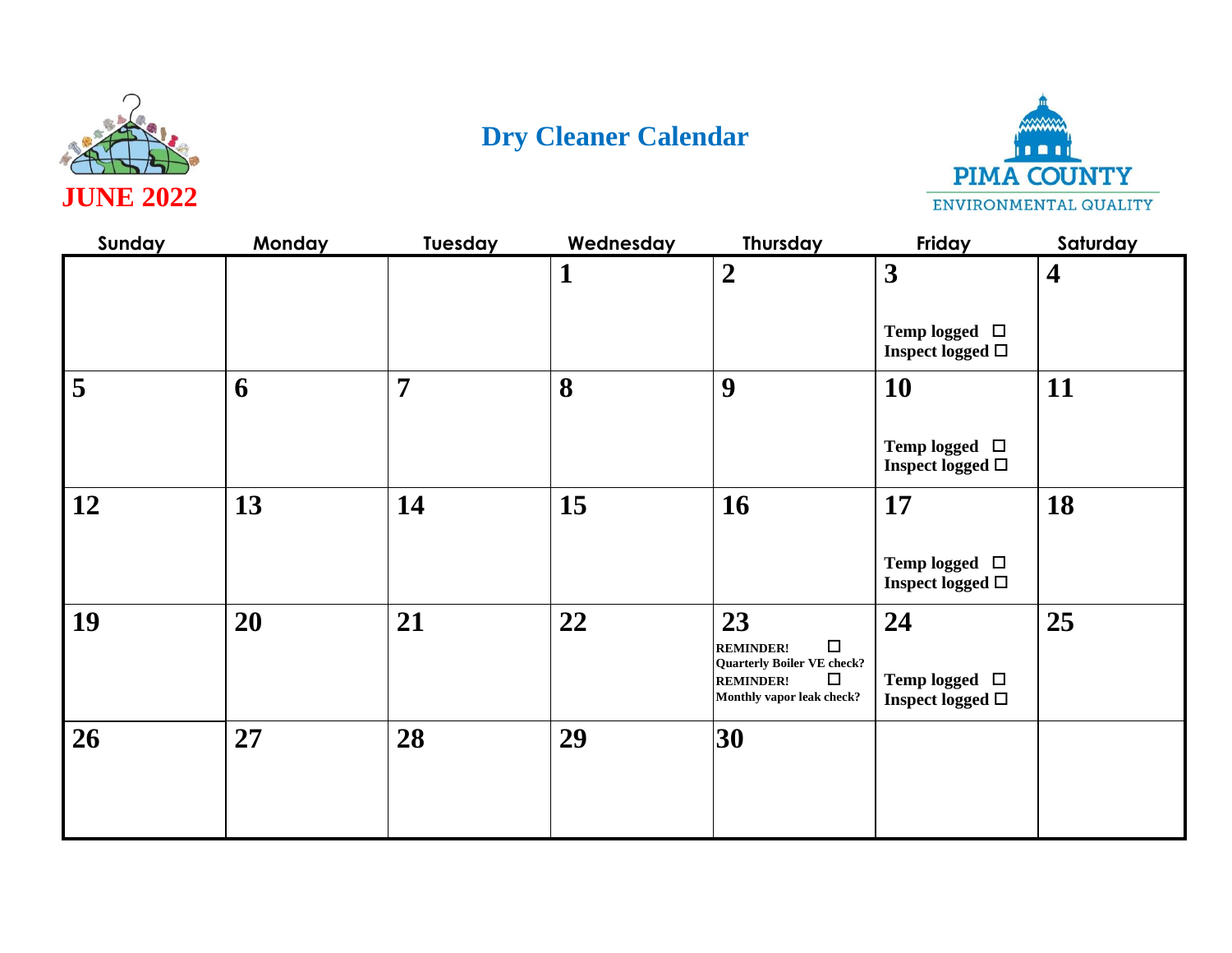# Dry Cleaner Calendar

## JUNE 2022

PIMA COUNTY
ENVIRONMENTAL QUALITY

| Sunday | Monday | Tuesday | Wednesday | Thursday | Friday | Saturday |
|---|---|---|---|---|---|---|
| | | | **1** | **2** | **3** Temp logged ☐ Inspect logged ☐ | **4** |
| **5** | **6** | **7** | **8** | **9** | **10** Temp logged ☐ Inspect logged ☐ | **11** |
| **12** | **13** | **14** | **15** | **16** | **17** Temp logged ☐ Inspect logged ☐ | **18** |
| **19** | **20** | **21** | **22** | **23** REMINDER! ☐ Quarterly Boiler VE check? REMINDER! ☐ Monthly vapor leak check? | **24** Temp logged ☐ Inspect logged ☐ | **25** |
| **26** | **27** | **28** | **29** | **30** | | |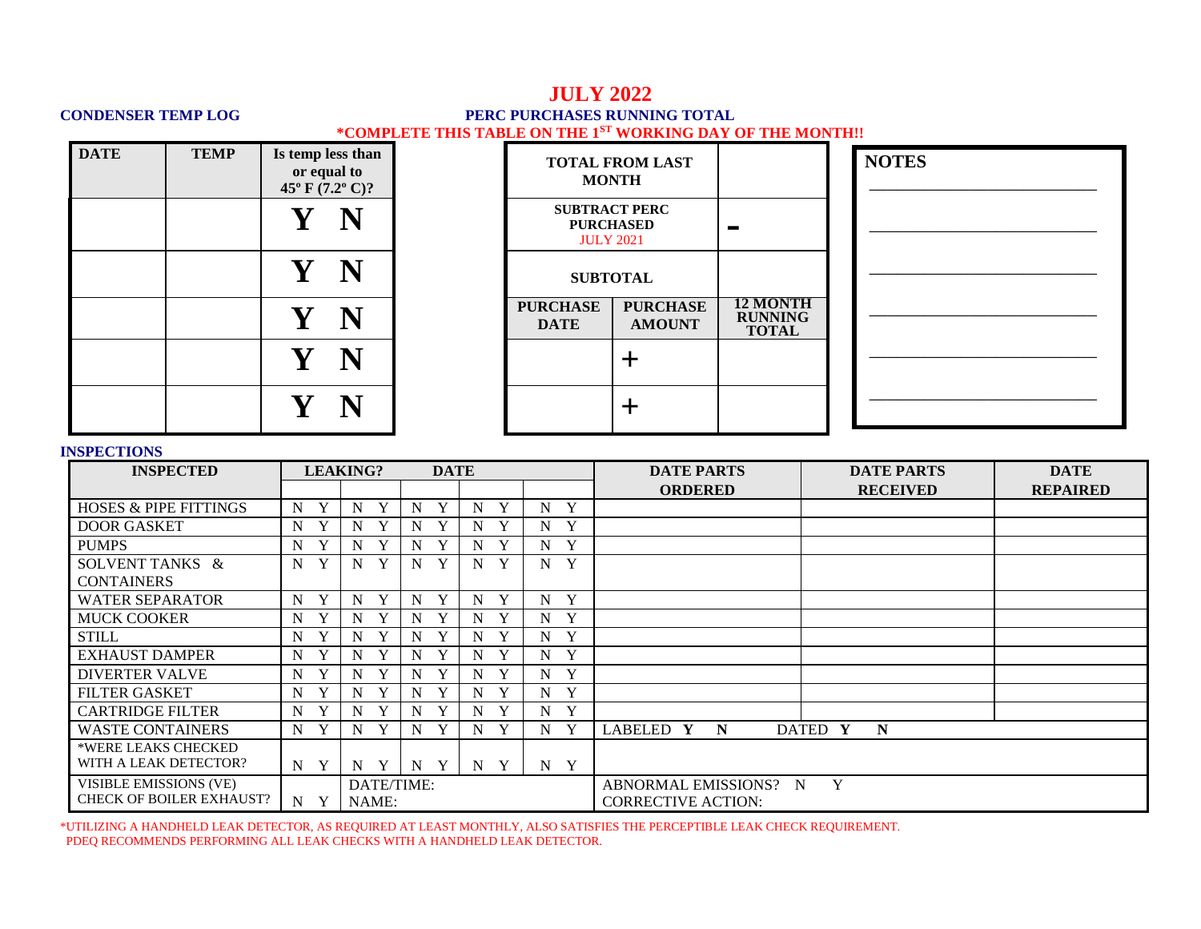# JULY 2022

**CONDENSER TEMP LOG**

**PERC PURCHASES RUNNING TOTAL**

**\*COMPLETE THIS TABLE ON THE 1ST WORKING DAY OF THE MONTH!!**

| DATE | TEMP | Is temp less than or equal to 45º F (7.2º C)? |
|---|---|---|
| | | Y N |
| | | Y N |
| | | Y N |
| | | Y N |
| | | Y N |

| TOTAL FROM LAST MONTH | | |
|---|---|---|
| SUBTRACT PERC PURCHASED JULY 2021 | | - |
| SUBTOTAL | | |
| **PURCHASE DATE** | **PURCHASE AMOUNT** | **12 MONTH RUNNING TOTAL** |
| | + | |
| | + | |

**NOTES**

\_\_\_\_\_\_\_\_\_\_\_\_\_\_\_\_\_\_\_\_\_\_\_\_\_\_\_\_\_\_

\_\_\_\_\_\_\_\_\_\_\_\_\_\_\_\_\_\_\_\_\_\_\_\_\_\_\_\_\_\_

\_\_\_\_\_\_\_\_\_\_\_\_\_\_\_\_\_\_\_\_\_\_\_\_\_\_\_\_\_\_

\_\_\_\_\_\_\_\_\_\_\_\_\_\_\_\_\_\_\_\_\_\_\_\_\_\_\_\_\_\_

\_\_\_\_\_\_\_\_\_\_\_\_\_\_\_\_\_\_\_\_\_\_\_\_\_\_\_\_\_\_

\_\_\_\_\_\_\_\_\_\_\_\_\_\_\_\_\_\_\_\_\_\_\_\_\_\_\_\_\_\_

**INSPECTIONS**

| INSPECTED | LEAKING? | DATE | | | | DATE PARTS ORDERED | DATE PARTS RECEIVED | DATE REPAIRED |
|---|---|---|---|---|---|---|---|---|
| | | | | | | | | |
| HOSES & PIPE FITTINGS | N Y | N Y | N Y | N Y | N Y | | | |
| DOOR GASKET | N Y | N Y | N Y | N Y | N Y | | | |
| PUMPS | N Y | N Y | N Y | N Y | N Y | | | |
| SOLVENT TANKS & CONTAINERS | N Y | N Y | N Y | N Y | N Y | | | |
| WATER SEPARATOR | N Y | N Y | N Y | N Y | N Y | | | |
| MUCK COOKER | N Y | N Y | N Y | N Y | N Y | | | |
| STILL | N Y | N Y | N Y | N Y | N Y | | | |
| EXHAUST DAMPER | N Y | N Y | N Y | N Y | N Y | | | |
| DIVERTER VALVE | N Y | N Y | N Y | N Y | N Y | | | |
| FILTER GASKET | N Y | N Y | N Y | N Y | N Y | | | |
| CARTRIDGE FILTER | N Y | N Y | N Y | N Y | N Y | | | |
| WASTE CONTAINERS | N Y | N Y | N Y | N Y | N Y | LABELED **Y N** | DATED **Y N** | |
| \*WERE LEAKS CHECKED WITH A LEAK DETECTOR? | N Y | N Y | N Y | N Y | N Y | | | |
| VISIBLE EMISSIONS (VE) CHECK OF BOILER EXHAUST? | N Y | DATE/TIME: NAME: | | | | ABNORMAL EMISSIONS? N Y CORRECTIVE ACTION: | | |

\*UTILIZING A HANDHELD LEAK DETECTOR, AS REQUIRED AT LEAST MONTHLY, ALSO SATISFIES THE PERCEPTIBLE LEAK CHECK REQUIREMENT. PDEQ RECOMMENDS PERFORMING ALL LEAK CHECKS WITH A HANDHELD LEAK DETECTOR.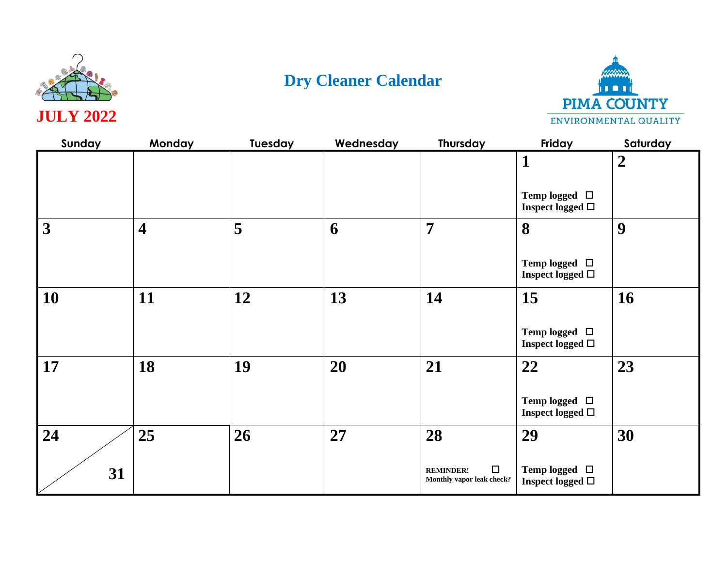# Dry Cleaner Calendar

**JULY 2022**

PIMA COUNTY
ENVIRONMENTAL QUALITY

| Sunday | Monday | Tuesday | Wednesday | Thursday | Friday | Saturday |
|---|---|---|---|---|---|---|
| | | | | | **1** Temp logged ☐ Inspect logged ☐ | **2** |
| **3** | **4** | **5** | **6** | **7** | **8** Temp logged ☐ Inspect logged ☐ | **9** |
| **10** | **11** | **12** | **13** | **14** | **15** Temp logged ☐ Inspect logged ☐ | **16** |
| **17** | **18** | **19** | **20** | **21** | **22** Temp logged ☐ Inspect logged ☐ | **23** |
| **24** / **31** | **25** | **26** | **27** | **28** REMINDER! ☐ Monthly vapor leak check? | **29** Temp logged ☐ Inspect logged ☐ | **30** |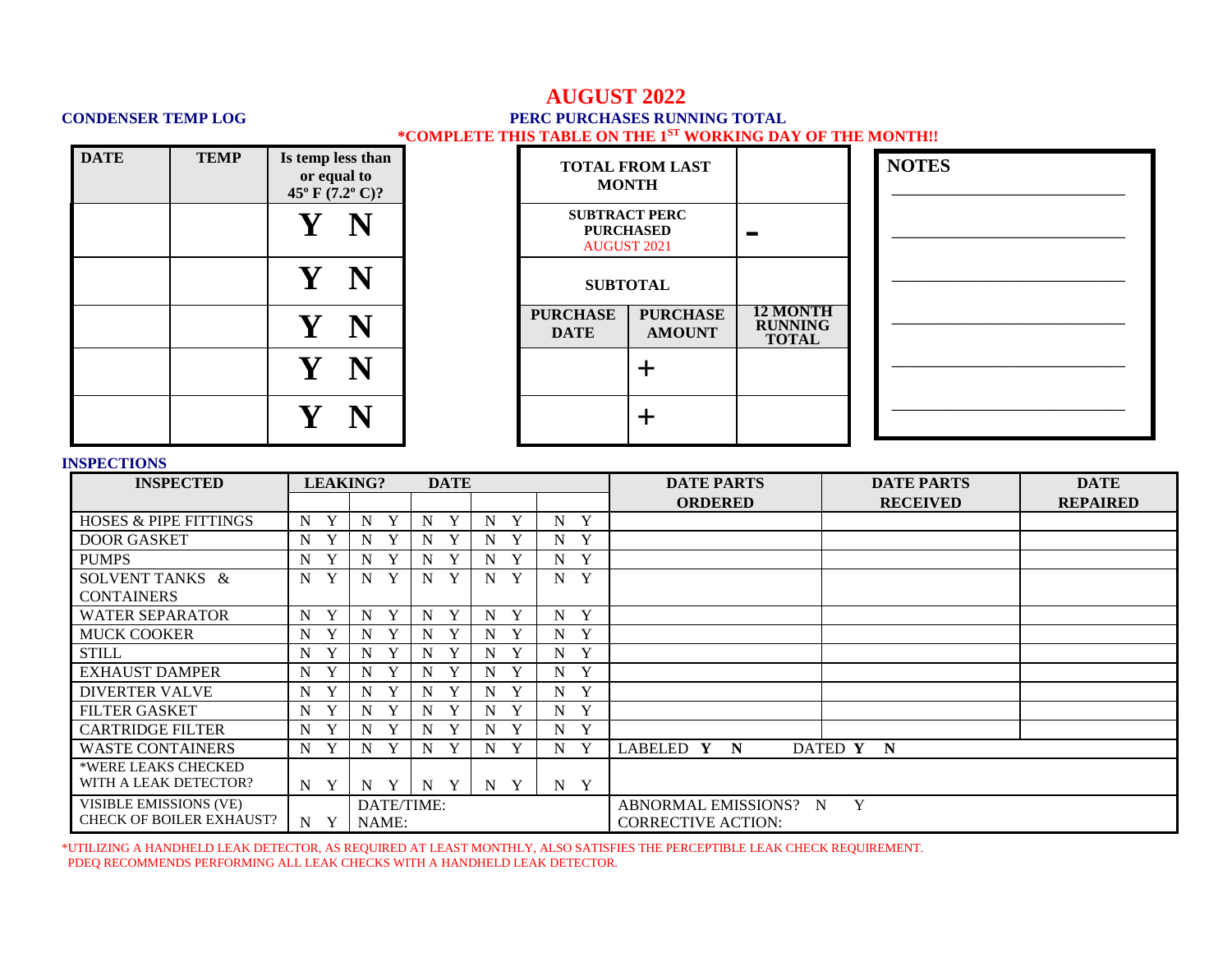# AUGUST 2022

**CONDENSER TEMP LOG**

| DATE | TEMP | Is temp less than or equal to 45º F (7.2º C)? |
|---|---|---|
| | | Y N |
| | | Y N |
| | | Y N |
| | | Y N |
| | | Y N |

**PERC PURCHASES RUNNING TOTAL**

***COMPLETE THIS TABLE ON THE 1ST WORKING DAY OF THE MONTH!!**

| TOTAL FROM LAST MONTH | | |
|---|---|---|
| SUBTRACT PERC PURCHASED AUGUST 2021 | | - |
| SUBTOTAL | | |
| PURCHASE DATE | PURCHASE AMOUNT | 12 MONTH RUNNING TOTAL |
| | + | |
| | + | |

**NOTES**

______________________________

______________________________

______________________________

______________________________

______________________________

______________________________

**INSPECTIONS**

| INSPECTED | LEAKING? | DATE | | | | DATE PARTS ORDERED | DATE PARTS RECEIVED | DATE REPAIRED |
|---|---|---|---|---|---|---|---|---|
| | | | | | | | | |
| HOSES & PIPE FITTINGS | N Y | N Y | N Y | N Y | N Y | | | |
| DOOR GASKET | N Y | N Y | N Y | N Y | N Y | | | |
| PUMPS | N Y | N Y | N Y | N Y | N Y | | | |
| SOLVENT TANKS & CONTAINERS | N Y | N Y | N Y | N Y | N Y | | | |
| WATER SEPARATOR | N Y | N Y | N Y | N Y | N Y | | | |
| MUCK COOKER | N Y | N Y | N Y | N Y | N Y | | | |
| STILL | N Y | N Y | N Y | N Y | N Y | | | |
| EXHAUST DAMPER | N Y | N Y | N Y | N Y | N Y | | | |
| DIVERTER VALVE | N Y | N Y | N Y | N Y | N Y | | | |
| FILTER GASKET | N Y | N Y | N Y | N Y | N Y | | | |
| CARTRIDGE FILTER | N Y | N Y | N Y | N Y | N Y | | | |
| WASTE CONTAINERS | N Y | N Y | N Y | N Y | N Y | LABELED **Y N** | DATED **Y N** | |
| *WERE LEAKS CHECKED WITH A LEAK DETECTOR? | N Y | N Y | N Y | N Y | N Y | | | |
| VISIBLE EMISSIONS (VE) CHECK OF BOILER EXHAUST? | N Y | DATE/TIME: NAME: | | | | ABNORMAL EMISSIONS? N Y CORRECTIVE ACTION: | | |

*UTILIZING A HANDHELD LEAK DETECTOR, AS REQUIRED AT LEAST MONTHLY, ALSO SATISFIES THE PERCEPTIBLE LEAK CHECK REQUIREMENT. PDEQ RECOMMENDS PERFORMING ALL LEAK CHECKS WITH A HANDHELD LEAK DETECTOR.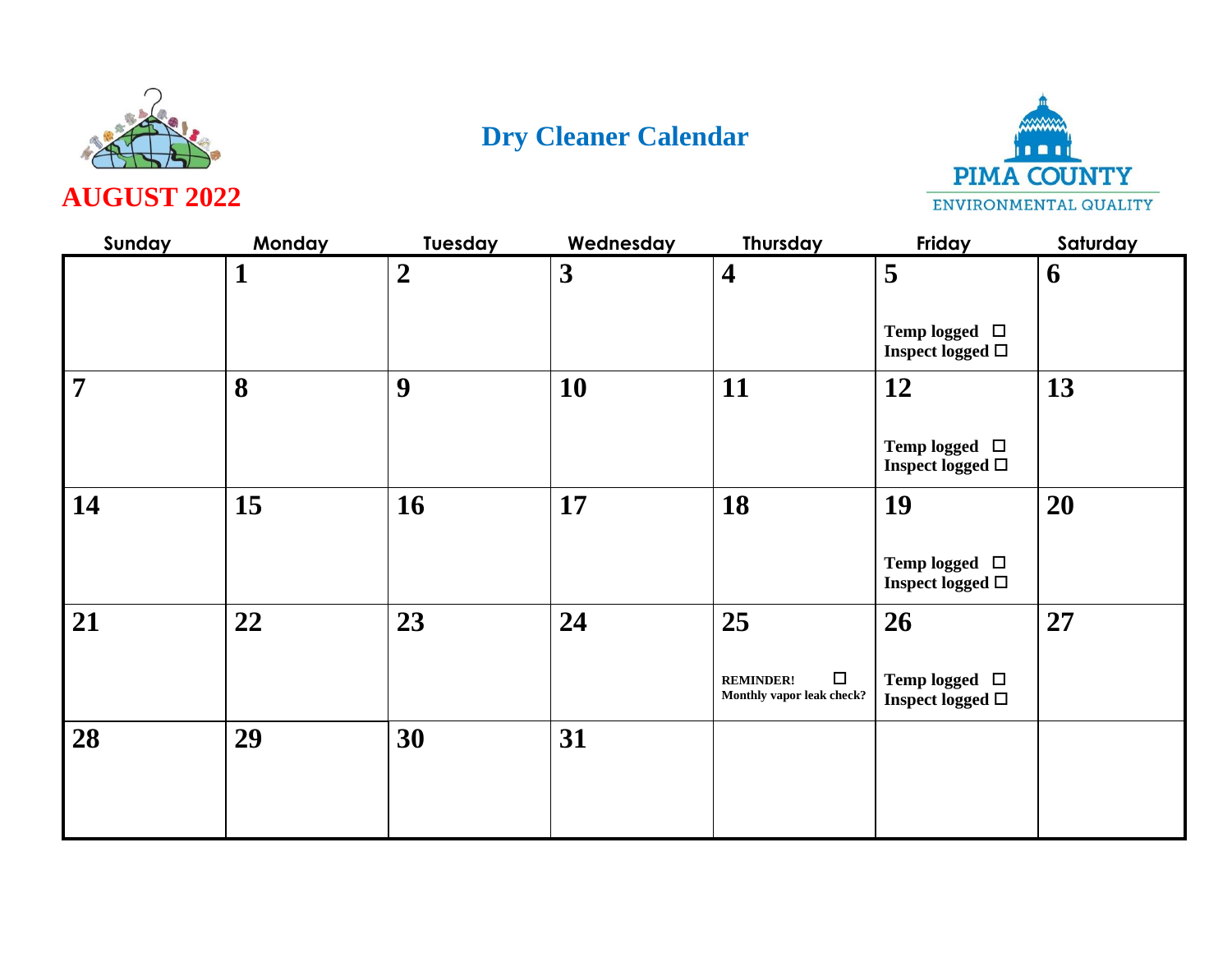# Dry Cleaner Calendar

**AUGUST 2022**

PIMA COUNTY
ENVIRONMENTAL QUALITY

| Sunday | Monday | Tuesday | Wednesday | Thursday | Friday | Saturday |
|---|---|---|---|---|---|---|
| | **1** | **2** | **3** | **4** | **5**<br><br>**Temp logged** ☐<br>**Inspect logged** ☐ | **6** |
| **7** | **8** | **9** | **10** | **11** | **12**<br><br>**Temp logged** ☐<br>**Inspect logged** ☐ | **13** |
| **14** | **15** | **16** | **17** | **18** | **19**<br><br>**Temp logged** ☐<br>**Inspect logged** ☐ | **20** |
| **21** | **22** | **23** | **24** | **25**<br><br>**REMINDER!** ☐<br>**Monthly vapor leak check?** | **26**<br><br>**Temp logged** ☐<br>**Inspect logged** ☐ | **27** |
| **28** | **29** | **30** | **31** | | | |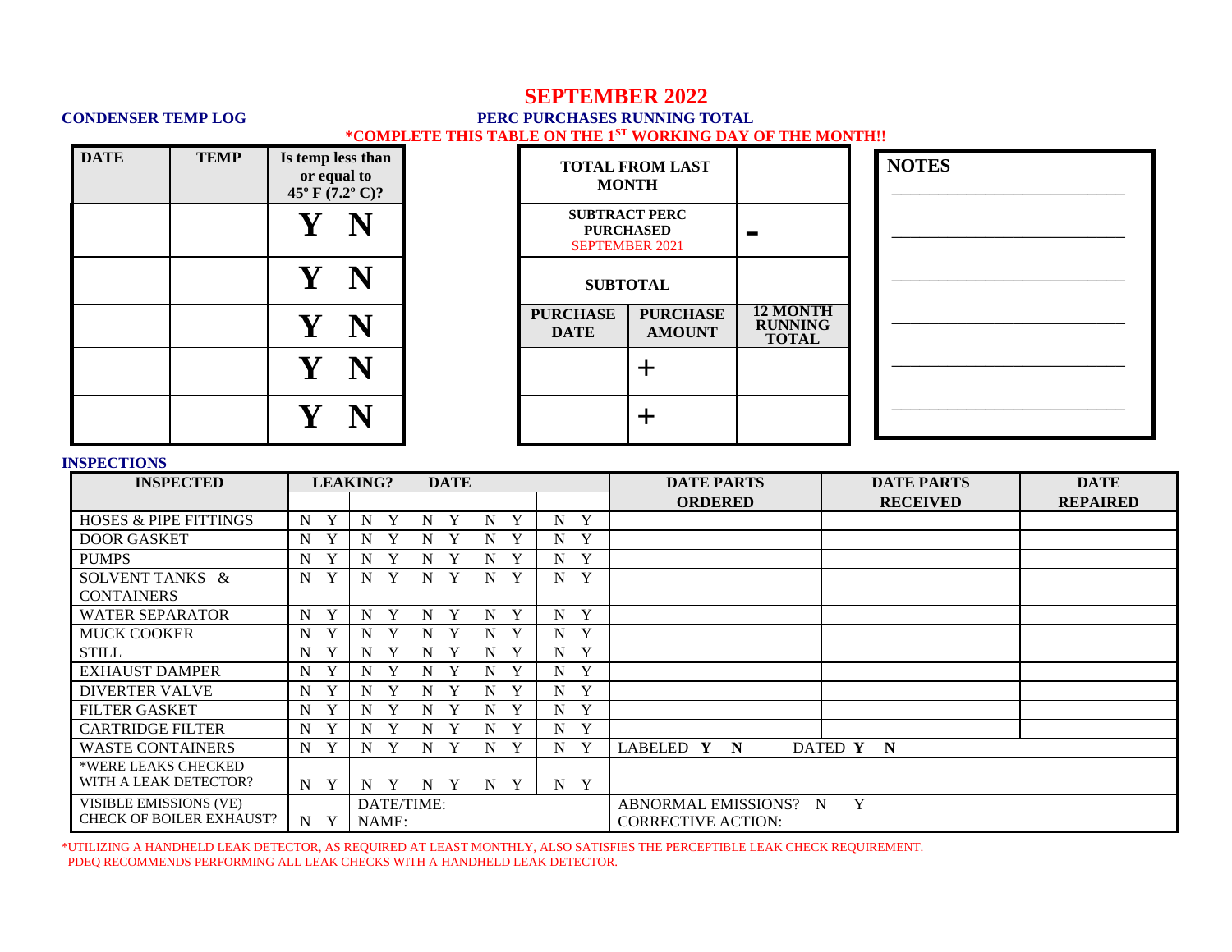# SEPTEMBER 2022

**CONDENSER TEMP LOG**

| DATE | TEMP | Is temp less than or equal to 45º F (7.2º C)? |
|---|---|---|
| | | Y N |
| | | Y N |
| | | Y N |
| | | Y N |
| | | Y N |

**PERC PURCHASES RUNNING TOTAL**

***COMPLETE THIS TABLE ON THE 1ST WORKING DAY OF THE MONTH!!**

| TOTAL FROM LAST MONTH | | |
|---|---|---|
| SUBTRACT PERC PURCHASED SEPTEMBER 2021 | | - |
| SUBTOTAL | | |
| PURCHASE DATE | PURCHASE AMOUNT | 12 MONTH RUNNING TOTAL |
| | + | |
| | + | |

**NOTES**

______________________________

______________________________

______________________________

______________________________

______________________________

______________________________

**INSPECTIONS**

| INSPECTED | LEAKING? | DATE | | | | DATE PARTS ORDERED | DATE PARTS RECEIVED | DATE REPAIRED |
|---|---|---|---|---|---|---|---|---|
| | | | | | | | | |
| HOSES & PIPE FITTINGS | N Y | N Y | N Y | N Y | N Y | | | |
| DOOR GASKET | N Y | N Y | N Y | N Y | N Y | | | |
| PUMPS | N Y | N Y | N Y | N Y | N Y | | | |
| SOLVENT TANKS & CONTAINERS | N Y | N Y | N Y | N Y | N Y | | | |
| WATER SEPARATOR | N Y | N Y | N Y | N Y | N Y | | | |
| MUCK COOKER | N Y | N Y | N Y | N Y | N Y | | | |
| STILL | N Y | N Y | N Y | N Y | N Y | | | |
| EXHAUST DAMPER | N Y | N Y | N Y | N Y | N Y | | | |
| DIVERTER VALVE | N Y | N Y | N Y | N Y | N Y | | | |
| FILTER GASKET | N Y | N Y | N Y | N Y | N Y | | | |
| CARTRIDGE FILTER | N Y | N Y | N Y | N Y | N Y | | | |
| WASTE CONTAINERS | N Y | N Y | N Y | N Y | N Y | LABELED **Y N** | DATED **Y N** | |
| *WERE LEAKS CHECKED WITH A LEAK DETECTOR? | N Y | N Y | N Y | N Y | N Y | | | |
| VISIBLE EMISSIONS (VE) CHECK OF BOILER EXHAUST? | N Y | DATE/TIME: NAME: | | | | ABNORMAL EMISSIONS? N Y CORRECTIVE ACTION: | | |

*UTILIZING A HANDHELD LEAK DETECTOR, AS REQUIRED AT LEAST MONTHLY, ALSO SATISFIES THE PERCEPTIBLE LEAK CHECK REQUIREMENT. PDEQ RECOMMENDS PERFORMING ALL LEAK CHECKS WITH A HANDHELD LEAK DETECTOR.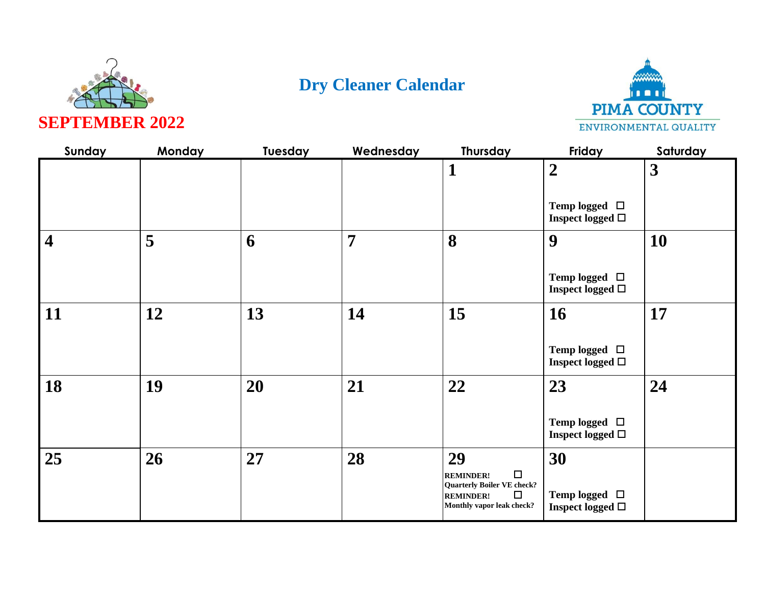**SEPTEMBER 2022**

# Dry Cleaner Calendar

PIMA COUNTY
ENVIRONMENTAL QUALITY

| Sunday | Monday | Tuesday | Wednesday | Thursday | Friday | Saturday |
|---|---|---|---|---|---|---|
| | | | | **1** | **2** Temp logged ☐ Inspect logged ☐ | **3** |
| **4** | **5** | **6** | **7** | **8** | **9** Temp logged ☐ Inspect logged ☐ | **10** |
| **11** | **12** | **13** | **14** | **15** | **16** Temp logged ☐ Inspect logged ☐ | **17** |
| **18** | **19** | **20** | **21** | **22** | **23** Temp logged ☐ Inspect logged ☐ | **24** |
| **25** | **26** | **27** | **28** | **29** REMINDER! ☐ Quarterly Boiler VE check? REMINDER! ☐ Monthly vapor leak check? | **30** Temp logged ☐ Inspect logged ☐ | |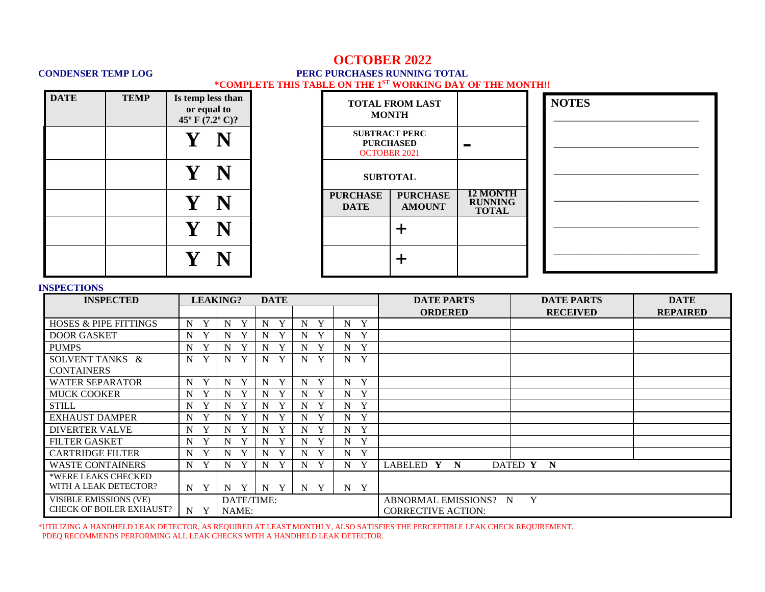# OCTOBER 2022

**CONDENSER TEMP LOG**

| DATE | TEMP | Is temp less than or equal to 45º F (7.2º C)? |
|---|---|---|
| | | **Y N** |
| | | **Y N** |
| | | **Y N** |
| | | **Y N** |
| | | **Y N** |

**PERC PURCHASES RUNNING TOTAL**

***COMPLETE THIS TABLE ON THE 1ST WORKING DAY OF THE MONTH!!**

| TOTAL FROM LAST MONTH | | |
|---|---|---|
| SUBTRACT PERC PURCHASED OCTOBER 2021 | | - |
| SUBTOTAL | | |
| **PURCHASE DATE** | **PURCHASE AMOUNT** | **12 MONTH RUNNING TOTAL** |
| | + | |
| | + | |

**NOTES**

\_\_\_\_\_\_\_\_\_\_\_\_\_\_\_\_\_\_\_\_\_\_\_\_\_\_\_\_

\_\_\_\_\_\_\_\_\_\_\_\_\_\_\_\_\_\_\_\_\_\_\_\_\_\_\_\_

\_\_\_\_\_\_\_\_\_\_\_\_\_\_\_\_\_\_\_\_\_\_\_\_\_\_\_\_

\_\_\_\_\_\_\_\_\_\_\_\_\_\_\_\_\_\_\_\_\_\_\_\_\_\_\_\_

\_\_\_\_\_\_\_\_\_\_\_\_\_\_\_\_\_\_\_\_\_\_\_\_\_\_\_\_

\_\_\_\_\_\_\_\_\_\_\_\_\_\_\_\_\_\_\_\_\_\_\_\_\_\_\_\_

**INSPECTIONS**

| INSPECTED | LEAKING? DATE | | | | | DATE PARTS ORDERED | DATE PARTS RECEIVED | DATE REPAIRED |
|---|---|---|---|---|---|---|---|---|
| | | | | | | | | |
| HOSES & PIPE FITTINGS | N Y | N Y | N Y | N Y | N Y | | | |
| DOOR GASKET | N Y | N Y | N Y | N Y | N Y | | | |
| PUMPS | N Y | N Y | N Y | N Y | N Y | | | |
| SOLVENT TANKS & CONTAINERS | N Y | N Y | N Y | N Y | N Y | | | |
| WATER SEPARATOR | N Y | N Y | N Y | N Y | N Y | | | |
| MUCK COOKER | N Y | N Y | N Y | N Y | N Y | | | |
| STILL | N Y | N Y | N Y | N Y | N Y | | | |
| EXHAUST DAMPER | N Y | N Y | N Y | N Y | N Y | | | |
| DIVERTER VALVE | N Y | N Y | N Y | N Y | N Y | | | |
| FILTER GASKET | N Y | N Y | N Y | N Y | N Y | | | |
| CARTRIDGE FILTER | N Y | N Y | N Y | N Y | N Y | | | |
| WASTE CONTAINERS | N Y | N Y | N Y | N Y | N Y | LABELED **Y N** | DATED **Y N** | |
| *WERE LEAKS CHECKED WITH A LEAK DETECTOR? | N Y | N Y | N Y | N Y | N Y | | | |
| VISIBLE EMISSIONS (VE) CHECK OF BOILER EXHAUST? | N Y | DATE/TIME: NAME: | | | | ABNORMAL EMISSIONS? N Y CORRECTIVE ACTION: | | |

*UTILIZING A HANDHELD LEAK DETECTOR, AS REQUIRED AT LEAST MONTHLY, ALSO SATISFIES THE PERCEPTIBLE LEAK CHECK REQUIREMENT. PDEQ RECOMMENDS PERFORMING ALL LEAK CHECKS WITH A HANDHELD LEAK DETECTOR.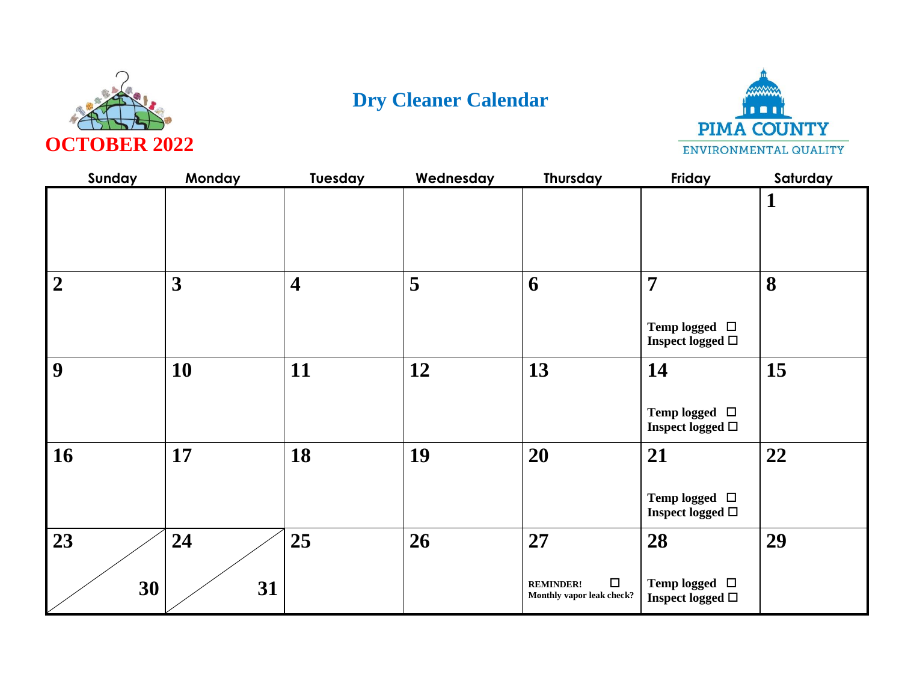# Dry Cleaner Calendar

**OCTOBER 2022**

**PIMA COUNTY**
ENVIRONMENTAL QUALITY

| Sunday | Monday | Tuesday | Wednesday | Thursday | Friday | Saturday |
|---|---|---|---|---|---|---|
| | | | | | | **1** |
| **2** | **3** | **4** | **5** | **6** | **7** Temp logged ☐ Inspect logged ☐ | **8** |
| **9** | **10** | **11** | **12** | **13** | **14** Temp logged ☐ Inspect logged ☐ | **15** |
| **16** | **17** | **18** | **19** | **20** | **21** Temp logged ☐ Inspect logged ☐ | **22** |
| **23** / **30** | **24** / **31** | **25** | **26** | **27** REMINDER! ☐ Monthly vapor leak check? | **28** Temp logged ☐ Inspect logged ☐ | **29** |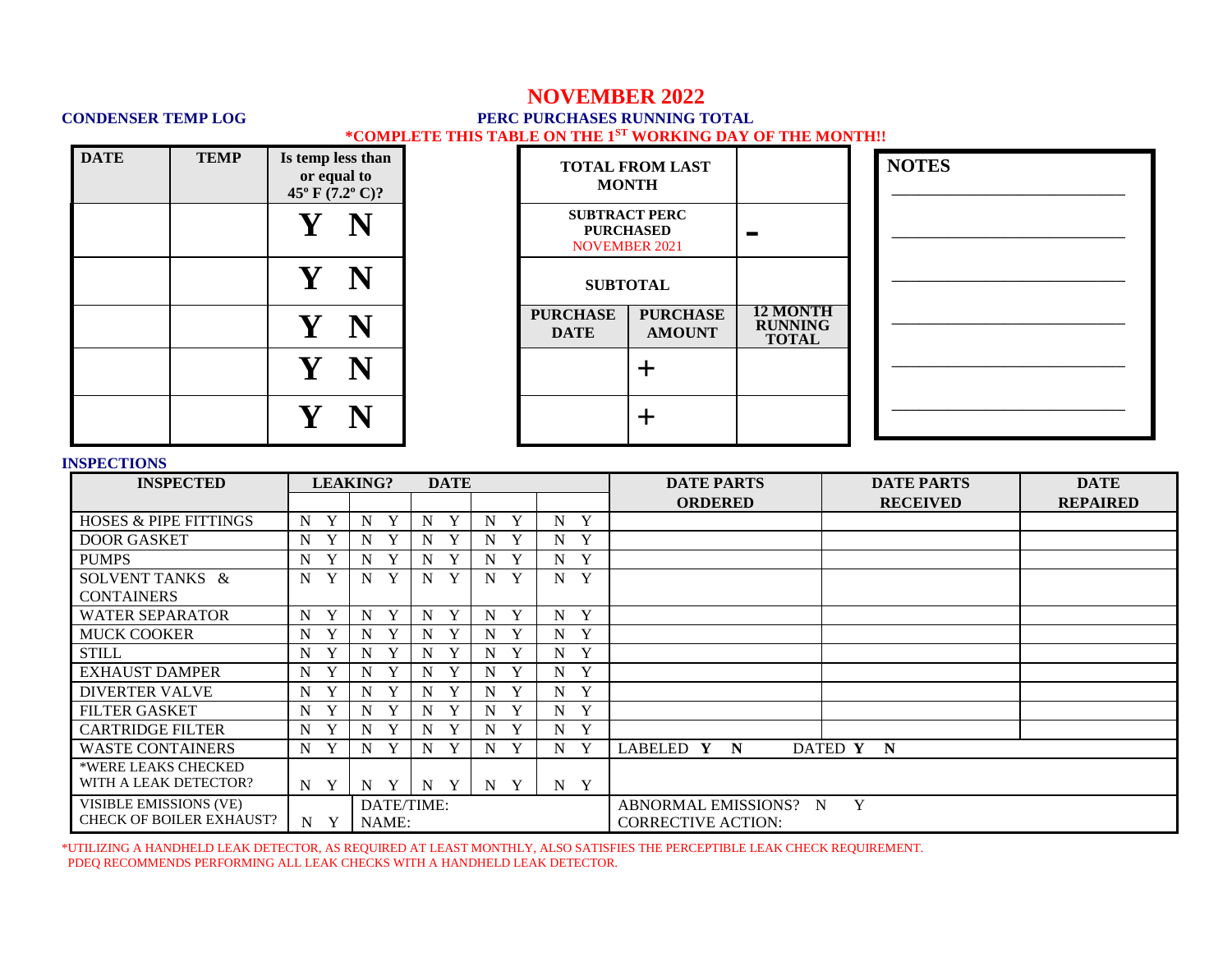# NOVEMBER 2022

**CONDENSER TEMP LOG**

**PERC PURCHASES RUNNING TOTAL**

**\*COMPLETE THIS TABLE ON THE 1ST WORKING DAY OF THE MONTH!!**

| DATE | TEMP | Is temp less than or equal to 45º F (7.2º C)? |
|---|---|---|
| | | Y N |
| | | Y N |
| | | Y N |
| | | Y N |
| | | Y N |

| TOTAL FROM LAST MONTH | | |
|---|---|---|
| SUBTRACT PERC PURCHASED NOVEMBER 2021 | | - |
| SUBTOTAL | | |
| PURCHASE DATE | PURCHASE AMOUNT | 12 MONTH RUNNING TOTAL |
| | + | |
| | + | |

**NOTES**

______________________

______________________

______________________

______________________

______________________

______________________

**INSPECTIONS**

| INSPECTED | LEAKING? DATE | | | | | DATE PARTS ORDERED | DATE PARTS RECEIVED | DATE REPAIRED |
|---|---|---|---|---|---|---|---|---|
| | | | | | | | | |
| HOSES & PIPE FITTINGS | N Y | N Y | N Y | N Y | N Y | | | |
| DOOR GASKET | N Y | N Y | N Y | N Y | N Y | | | |
| PUMPS | N Y | N Y | N Y | N Y | N Y | | | |
| SOLVENT TANKS & CONTAINERS | N Y | N Y | N Y | N Y | N Y | | | |
| WATER SEPARATOR | N Y | N Y | N Y | N Y | N Y | | | |
| MUCK COOKER | N Y | N Y | N Y | N Y | N Y | | | |
| STILL | N Y | N Y | N Y | N Y | N Y | | | |
| EXHAUST DAMPER | N Y | N Y | N Y | N Y | N Y | | | |
| DIVERTER VALVE | N Y | N Y | N Y | N Y | N Y | | | |
| FILTER GASKET | N Y | N Y | N Y | N Y | N Y | | | |
| CARTRIDGE FILTER | N Y | N Y | N Y | N Y | N Y | | | |
| WASTE CONTAINERS | N Y | N Y | N Y | N Y | N Y | LABELED **Y N** | DATED **Y N** | |
| *WERE LEAKS CHECKED WITH A LEAK DETECTOR? | N Y | N Y | N Y | N Y | N Y | | | |
| VISIBLE EMISSIONS (VE) CHECK OF BOILER EXHAUST? | N Y | DATE/TIME: NAME: | | | | ABNORMAL EMISSIONS? N Y CORRECTIVE ACTION: | | |

*UTILIZING A HANDHELD LEAK DETECTOR, AS REQUIRED AT LEAST MONTHLY, ALSO SATISFIES THE PERCEPTIBLE LEAK CHECK REQUIREMENT. PDEQ RECOMMENDS PERFORMING ALL LEAK CHECKS WITH A HANDHELD LEAK DETECTOR.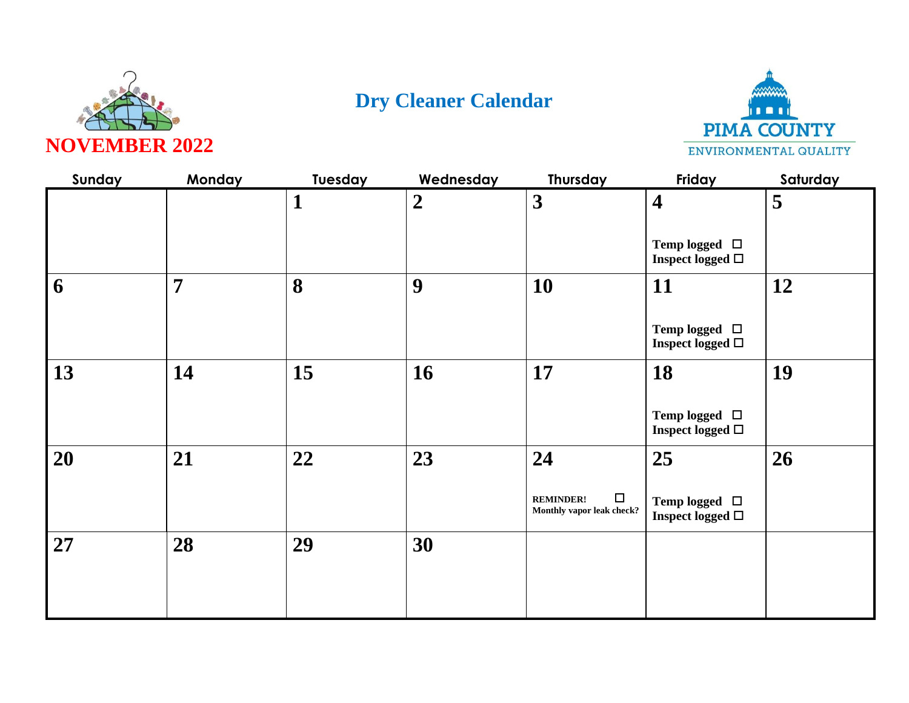# Dry Cleaner Calendar

## NOVEMBER 2022

PIMA COUNTY
ENVIRONMENTAL QUALITY

| Sunday | Monday | Tuesday | Wednesday | Thursday | Friday | Saturday |
|---|---|---|---|---|---|---|
| | | **1** | **2** | **3** | **4**<br><br>Temp logged ☐<br>Inspect logged ☐ | **5** |
| **6** | **7** | **8** | **9** | **10** | **11**<br><br>Temp logged ☐<br>Inspect logged ☐ | **12** |
| **13** | **14** | **15** | **16** | **17** | **18**<br><br>Temp logged ☐<br>Inspect logged ☐ | **19** |
| **20** | **21** | **22** | **23** | **24**<br><br>REMINDER! ☐<br>Monthly vapor leak check? | **25**<br><br>Temp logged ☐<br>Inspect logged ☐ | **26** |
| **27** | **28** | **29** | **30** | | | |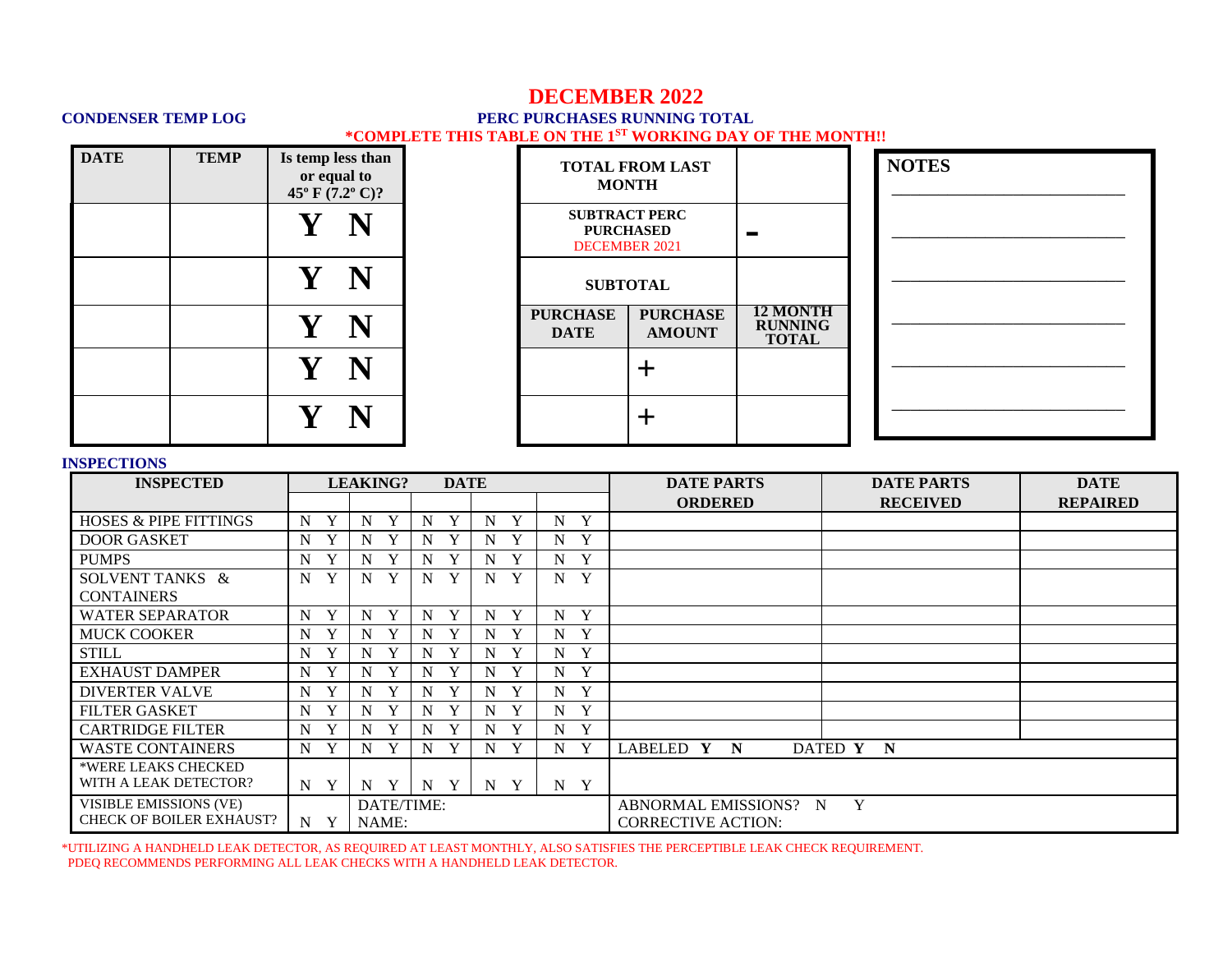# DECEMBER 2022

**CONDENSER TEMP LOG**

| DATE | TEMP | Is temp less than or equal to 45º F (7.2º C)? |
| --- | --- | --- |
| | | Y N |
| | | Y N |
| | | Y N |
| | | Y N |
| | | Y N |

**PERC PURCHASES RUNNING TOTAL**

**\*COMPLETE THIS TABLE ON THE 1[ST] WORKING DAY OF THE MONTH!!**

| TOTAL FROM LAST MONTH | | |
| --- | --- | --- |
| SUBTRACT PERC PURCHASED DECEMBER 2021 | | - |
| SUBTOTAL | | |
| **PURCHASE DATE** | **PURCHASE AMOUNT** | **12 MONTH RUNNING TOTAL** |
| | + | |
| | + | |

**NOTES**

\_\_\_\_\_\_\_\_\_\_\_\_\_\_\_\_\_\_\_\_\_\_\_\_\_\_\_\_

\_\_\_\_\_\_\_\_\_\_\_\_\_\_\_\_\_\_\_\_\_\_\_\_\_\_\_\_

\_\_\_\_\_\_\_\_\_\_\_\_\_\_\_\_\_\_\_\_\_\_\_\_\_\_\_\_

\_\_\_\_\_\_\_\_\_\_\_\_\_\_\_\_\_\_\_\_\_\_\_\_\_\_\_\_

\_\_\_\_\_\_\_\_\_\_\_\_\_\_\_\_\_\_\_\_\_\_\_\_\_\_\_\_

\_\_\_\_\_\_\_\_\_\_\_\_\_\_\_\_\_\_\_\_\_\_\_\_\_\_\_\_

**INSPECTIONS**

| INSPECTED | LEAKING? DATE | | | | | DATE PARTS ORDERED | DATE PARTS RECEIVED | DATE REPAIRED |
| --- | --- | --- | --- | --- | --- | --- | --- | --- |
| | | | | | | | | |
| HOSES & PIPE FITTINGS | N Y | N Y | N Y | N Y | N Y | | | |
| DOOR GASKET | N Y | N Y | N Y | N Y | N Y | | | |
| PUMPS | N Y | N Y | N Y | N Y | N Y | | | |
| SOLVENT TANKS & CONTAINERS | N Y | N Y | N Y | N Y | N Y | | | |
| WATER SEPARATOR | N Y | N Y | N Y | N Y | N Y | | | |
| MUCK COOKER | N Y | N Y | N Y | N Y | N Y | | | |
| STILL | N Y | N Y | N Y | N Y | N Y | | | |
| EXHAUST DAMPER | N Y | N Y | N Y | N Y | N Y | | | |
| DIVERTER VALVE | N Y | N Y | N Y | N Y | N Y | | | |
| FILTER GASKET | N Y | N Y | N Y | N Y | N Y | | | |
| CARTRIDGE FILTER | N Y | N Y | N Y | N Y | N Y | | | |
| WASTE CONTAINERS | N Y | N Y | N Y | N Y | N Y | LABELED **Y N** | DATED **Y N** | |
| \*WERE LEAKS CHECKED WITH A LEAK DETECTOR? | N Y | N Y | N Y | N Y | N Y | | | |
| VISIBLE EMISSIONS (VE) CHECK OF BOILER EXHAUST? | N Y | DATE/TIME: NAME: | | | | ABNORMAL EMISSIONS? N Y CORRECTIVE ACTION: | | |

\*UTILIZING A HANDHELD LEAK DETECTOR, AS REQUIRED AT LEAST MONTHLY, ALSO SATISFIES THE PERCEPTIBLE LEAK CHECK REQUIREMENT. PDEQ RECOMMENDS PERFORMING ALL LEAK CHECKS WITH A HANDHELD LEAK DETECTOR.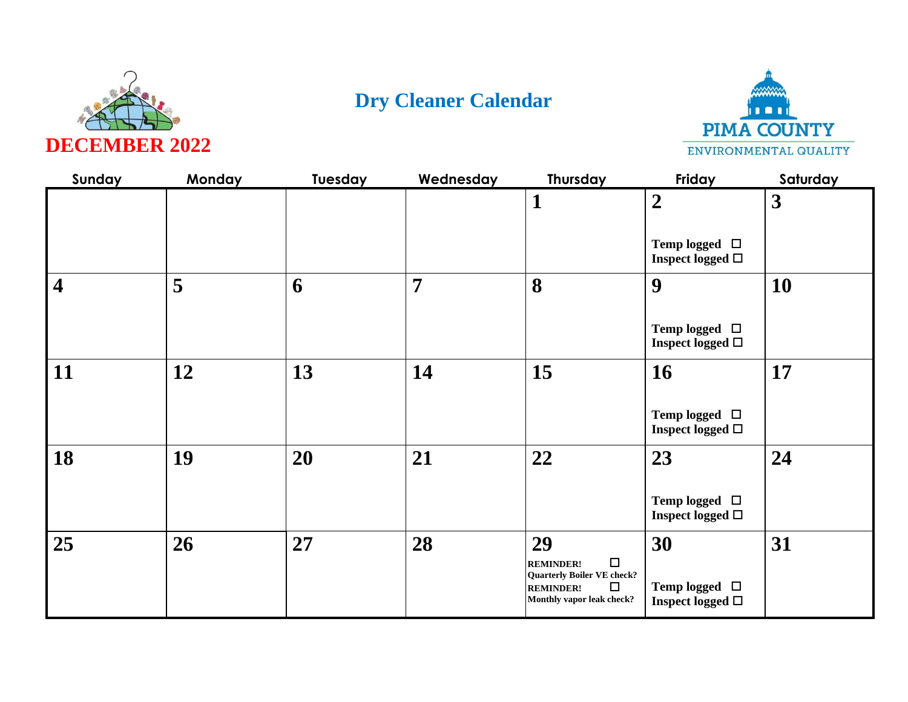# Dry Cleaner Calendar

## DECEMBER 2022

PIMA COUNTY ENVIRONMENTAL QUALITY

| Sunday | Monday | Tuesday | Wednesday | Thursday | Friday | Saturday |
|---|---|---|---|---|---|---|
| | | | | **1** | **2** Temp logged ☐ Inspect logged ☐ | **3** |
| **4** | **5** | **6** | **7** | **8** | **9** Temp logged ☐ Inspect logged ☐ | **10** |
| **11** | **12** | **13** | **14** | **15** | **16** Temp logged ☐ Inspect logged ☐ | **17** |
| **18** | **19** | **20** | **21** | **22** | **23** Temp logged ☐ Inspect logged ☐ | **24** |
| **25** | **26** | **27** | **28** | **29** REMINDER! ☐ Quarterly Boiler VE check? REMINDER! ☐ Monthly vapor leak check? | **30** Temp logged ☐ Inspect logged ☐ | **31** |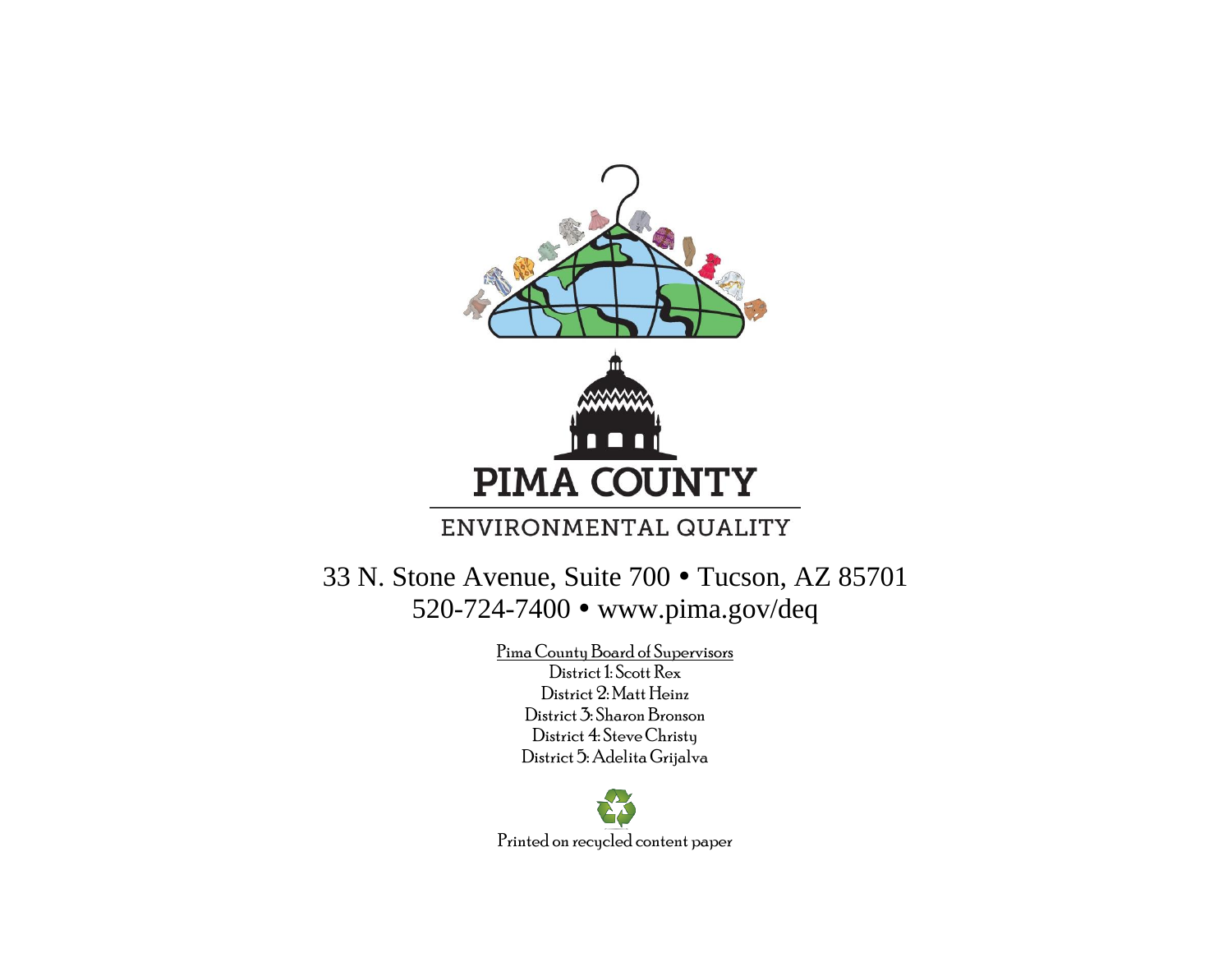PIMA COUNTY

ENVIRONMENTAL QUALITY

33 N. Stone Avenue, Suite 700 • Tucson, AZ 85701
520-724-7400 • www.pima.gov/deq

Pima County Board of Supervisors
District 1: Scott Rex
District 2: Matt Heinz
District 3: Sharon Bronson
District 4: Steve Christy
District 5: Adelita Grijalva

Printed on recycled content paper